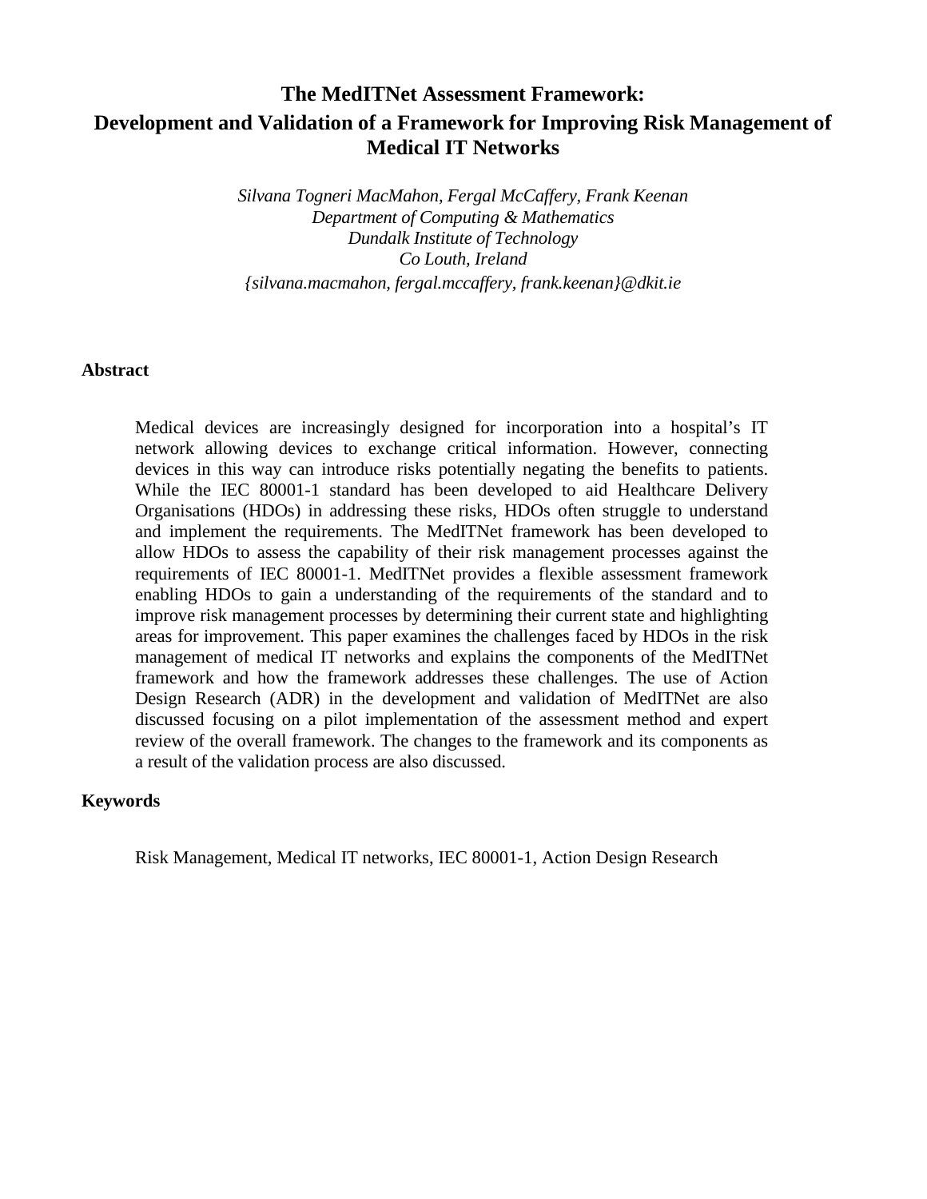# The MedITNet Assessment Framework:
# Development and Validation of a Framework for Improving Risk Management of Medical IT Networks

*Silvana Togneri MacMahon, Fergal McCaffery, Frank Keenan*
*Department of Computing & Mathematics*
*Dundalk Institute of Technology*
*Co Louth, Ireland*
*{silvana.macmahon, fergal.mccaffery, frank.keenan}@dkit.ie*

## Abstract

Medical devices are increasingly designed for incorporation into a hospital's IT network allowing devices to exchange critical information. However, connecting devices in this way can introduce risks potentially negating the benefits to patients. While the IEC 80001-1 standard has been developed to aid Healthcare Delivery Organisations (HDOs) in addressing these risks, HDOs often struggle to understand and implement the requirements. The MedITNet framework has been developed to allow HDOs to assess the capability of their risk management processes against the requirements of IEC 80001-1. MedITNet provides a flexible assessment framework enabling HDOs to gain a understanding of the requirements of the standard and to improve risk management processes by determining their current state and highlighting areas for improvement. This paper examines the challenges faced by HDOs in the risk management of medical IT networks and explains the components of the MedITNet framework and how the framework addresses these challenges. The use of Action Design Research (ADR) in the development and validation of MedITNet are also discussed focusing on a pilot implementation of the assessment method and expert review of the overall framework. The changes to the framework and its components as a result of the validation process are also discussed.

## Keywords

Risk Management, Medical IT networks, IEC 80001-1, Action Design Research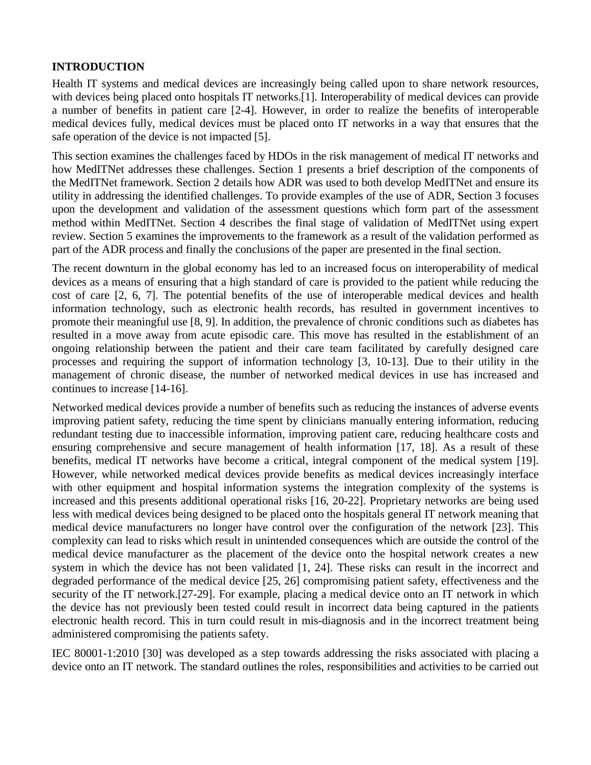## INTRODUCTION

Health IT systems and medical devices are increasingly being called upon to share network resources, with devices being placed onto hospitals IT networks.[1]. Interoperability of medical devices can provide a number of benefits in patient care [2-4]. However, in order to realize the benefits of interoperable medical devices fully, medical devices must be placed onto IT networks in a way that ensures that the safe operation of the device is not impacted [5].

This section examines the challenges faced by HDOs in the risk management of medical IT networks and how MedITNet addresses these challenges. Section 1 presents a brief description of the components of the MedITNet framework. Section 2 details how ADR was used to both develop MedITNet and ensure its utility in addressing the identified challenges. To provide examples of the use of ADR, Section 3 focuses upon the development and validation of the assessment questions which form part of the assessment method within MedITNet. Section 4 describes the final stage of validation of MedITNet using expert review. Section 5 examines the improvements to the framework as a result of the validation performed as part of the ADR process and finally the conclusions of the paper are presented in the final section.

The recent downturn in the global economy has led to an increased focus on interoperability of medical devices as a means of ensuring that a high standard of care is provided to the patient while reducing the cost of care [2, 6, 7]. The potential benefits of the use of interoperable medical devices and health information technology, such as electronic health records, has resulted in government incentives to promote their meaningful use [8, 9]. In addition, the prevalence of chronic conditions such as diabetes has resulted in a move away from acute episodic care. This move has resulted in the establishment of an ongoing relationship between the patient and their care team facilitated by carefully designed care processes and requiring the support of information technology [3, 10-13]. Due to their utility in the management of chronic disease, the number of networked medical devices in use has increased and continues to increase [14-16].

Networked medical devices provide a number of benefits such as reducing the instances of adverse events improving patient safety, reducing the time spent by clinicians manually entering information, reducing redundant testing due to inaccessible information, improving patient care, reducing healthcare costs and ensuring comprehensive and secure management of health information [17, 18]. As a result of these benefits, medical IT networks have become a critical, integral component of the medical system [19]. However, while networked medical devices provide benefits as medical devices increasingly interface with other equipment and hospital information systems the integration complexity of the systems is increased and this presents additional operational risks [16, 20-22]. Proprietary networks are being used less with medical devices being designed to be placed onto the hospitals general IT network meaning that medical device manufacturers no longer have control over the configuration of the network [23]. This complexity can lead to risks which result in unintended consequences which are outside the control of the medical device manufacturer as the placement of the device onto the hospital network creates a new system in which the device has not been validated [1, 24]. These risks can result in the incorrect and degraded performance of the medical device [25, 26] compromising patient safety, effectiveness and the security of the IT network.[27-29]. For example, placing a medical device onto an IT network in which the device has not previously been tested could result in incorrect data being captured in the patients electronic health record. This in turn could result in mis-diagnosis and in the incorrect treatment being administered compromising the patients safety.

IEC 80001-1:2010 [30] was developed as a step towards addressing the risks associated with placing a device onto an IT network. The standard outlines the roles, responsibilities and activities to be carried out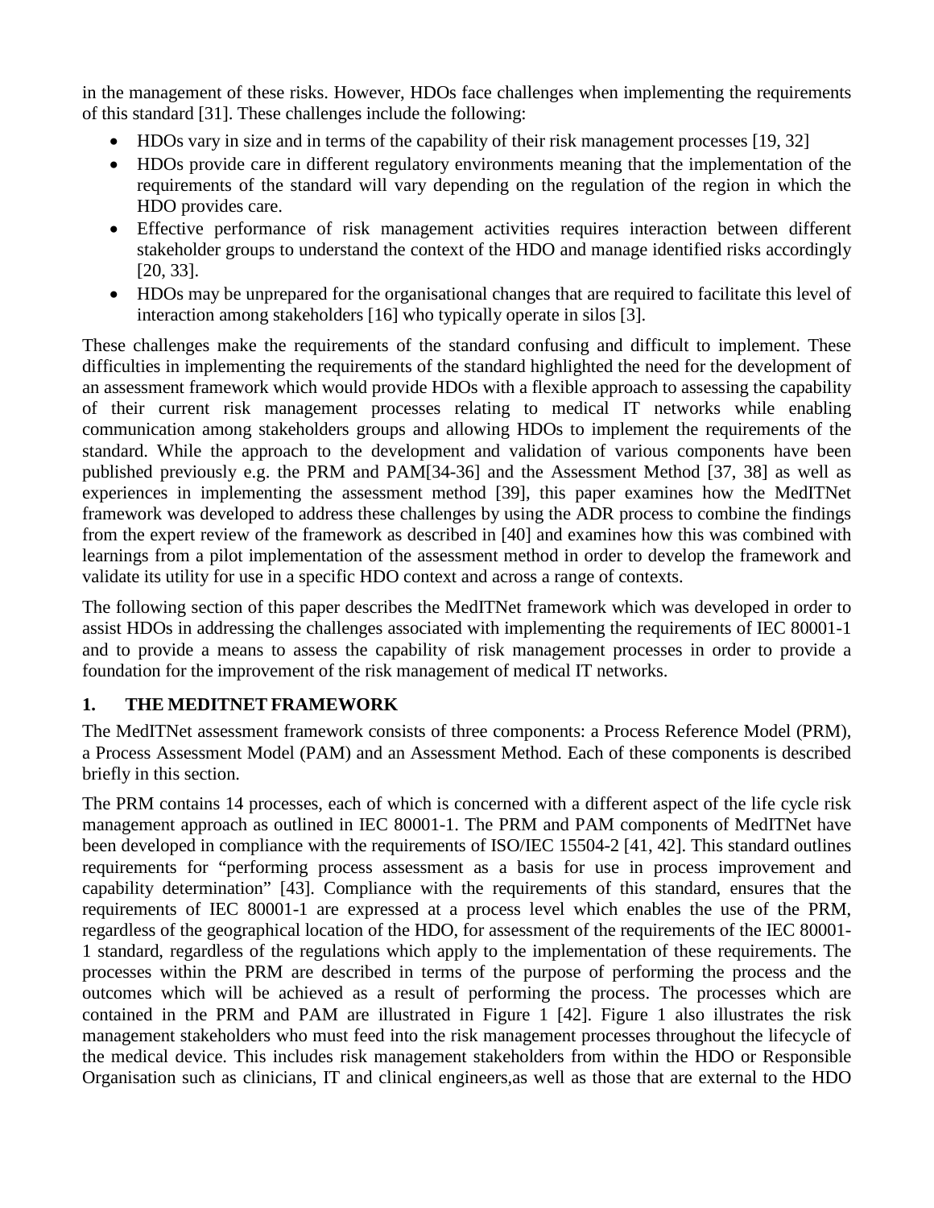in the management of these risks. However, HDOs face challenges when implementing the requirements of this standard [31]. These challenges include the following:

- HDOs vary in size and in terms of the capability of their risk management processes [19, 32]
- HDOs provide care in different regulatory environments meaning that the implementation of the requirements of the standard will vary depending on the regulation of the region in which the HDO provides care.
- Effective performance of risk management activities requires interaction between different stakeholder groups to understand the context of the HDO and manage identified risks accordingly [20, 33].
- HDOs may be unprepared for the organisational changes that are required to facilitate this level of interaction among stakeholders [16] who typically operate in silos [3].

These challenges make the requirements of the standard confusing and difficult to implement. These difficulties in implementing the requirements of the standard highlighted the need for the development of an assessment framework which would provide HDOs with a flexible approach to assessing the capability of their current risk management processes relating to medical IT networks while enabling communication among stakeholders groups and allowing HDOs to implement the requirements of the standard. While the approach to the development and validation of various components have been published previously e.g. the PRM and PAM[34-36] and the Assessment Method [37, 38] as well as experiences in implementing the assessment method [39], this paper examines how the MedITNet framework was developed to address these challenges by using the ADR process to combine the findings from the expert review of the framework as described in [40] and examines how this was combined with learnings from a pilot implementation of the assessment method in order to develop the framework and validate its utility for use in a specific HDO context and across a range of contexts.

The following section of this paper describes the MedITNet framework which was developed in order to assist HDOs in addressing the challenges associated with implementing the requirements of IEC 80001-1 and to provide a means to assess the capability of risk management processes in order to provide a foundation for the improvement of the risk management of medical IT networks.

## 1. THE MEDITNET FRAMEWORK

The MedITNet assessment framework consists of three components: a Process Reference Model (PRM), a Process Assessment Model (PAM) and an Assessment Method. Each of these components is described briefly in this section.

The PRM contains 14 processes, each of which is concerned with a different aspect of the life cycle risk management approach as outlined in IEC 80001-1. The PRM and PAM components of MedITNet have been developed in compliance with the requirements of ISO/IEC 15504-2 [41, 42]. This standard outlines requirements for "performing process assessment as a basis for use in process improvement and capability determination" [43]. Compliance with the requirements of this standard, ensures that the requirements of IEC 80001-1 are expressed at a process level which enables the use of the PRM, regardless of the geographical location of the HDO, for assessment of the requirements of the IEC 80001-1 standard, regardless of the regulations which apply to the implementation of these requirements. The processes within the PRM are described in terms of the purpose of performing the process and the outcomes which will be achieved as a result of performing the process. The processes which are contained in the PRM and PAM are illustrated in Figure 1 [42]. Figure 1 also illustrates the risk management stakeholders who must feed into the risk management processes throughout the lifecycle of the medical device. This includes risk management stakeholders from within the HDO or Responsible Organisation such as clinicians, IT and clinical engineers,as well as those that are external to the HDO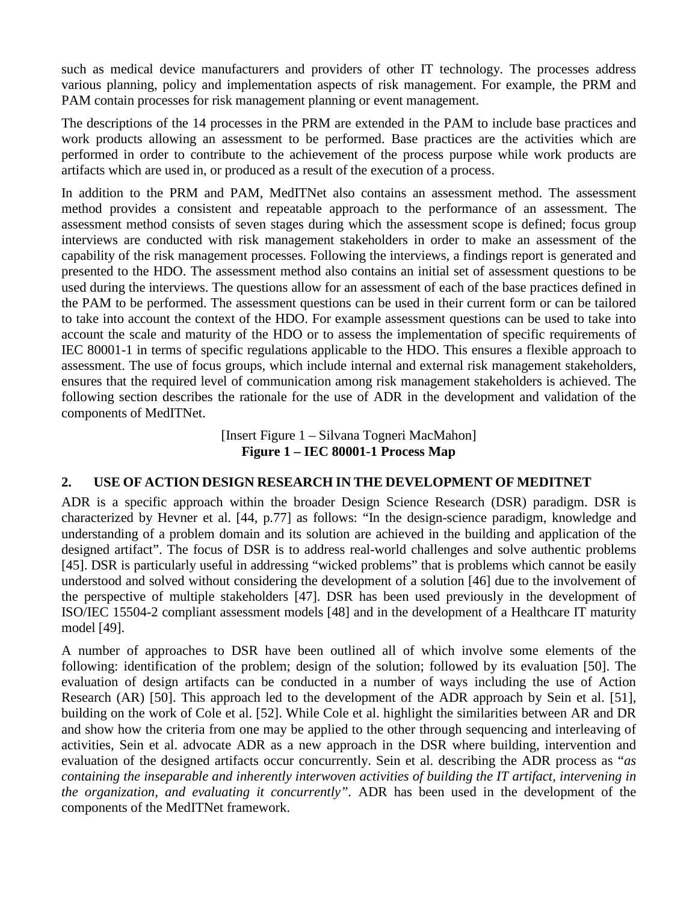such as medical device manufacturers and providers of other IT technology. The processes address various planning, policy and implementation aspects of risk management. For example, the PRM and PAM contain processes for risk management planning or event management.

The descriptions of the 14 processes in the PRM are extended in the PAM to include base practices and work products allowing an assessment to be performed. Base practices are the activities which are performed in order to contribute to the achievement of the process purpose while work products are artifacts which are used in, or produced as a result of the execution of a process.

In addition to the PRM and PAM, MedITNet also contains an assessment method. The assessment method provides a consistent and repeatable approach to the performance of an assessment. The assessment method consists of seven stages during which the assessment scope is defined; focus group interviews are conducted with risk management stakeholders in order to make an assessment of the capability of the risk management processes. Following the interviews, a findings report is generated and presented to the HDO. The assessment method also contains an initial set of assessment questions to be used during the interviews. The questions allow for an assessment of each of the base practices defined in the PAM to be performed. The assessment questions can be used in their current form or can be tailored to take into account the context of the HDO. For example assessment questions can be used to take into account the scale and maturity of the HDO or to assess the implementation of specific requirements of IEC 80001-1 in terms of specific regulations applicable to the HDO. This ensures a flexible approach to assessment. The use of focus groups, which include internal and external risk management stakeholders, ensures that the required level of communication among risk management stakeholders is achieved. The following section describes the rationale for the use of ADR in the development and validation of the components of MedITNet.

[Insert Figure 1 – Silvana Togneri MacMahon]

**Figure 1 – IEC 80001-1 Process Map**

## 2. USE OF ACTION DESIGN RESEARCH IN THE DEVELOPMENT OF MEDITNET

ADR is a specific approach within the broader Design Science Research (DSR) paradigm. DSR is characterized by Hevner et al. [44, p.77] as follows: "In the design-science paradigm, knowledge and understanding of a problem domain and its solution are achieved in the building and application of the designed artifact". The focus of DSR is to address real-world challenges and solve authentic problems [45]. DSR is particularly useful in addressing "wicked problems" that is problems which cannot be easily understood and solved without considering the development of a solution [46] due to the involvement of the perspective of multiple stakeholders [47]. DSR has been used previously in the development of ISO/IEC 15504-2 compliant assessment models [48] and in the development of a Healthcare IT maturity model [49].

A number of approaches to DSR have been outlined all of which involve some elements of the following: identification of the problem; design of the solution; followed by its evaluation [50]. The evaluation of design artifacts can be conducted in a number of ways including the use of Action Research (AR) [50]. This approach led to the development of the ADR approach by Sein et al. [51], building on the work of Cole et al. [52]. While Cole et al. highlight the similarities between AR and DR and show how the criteria from one may be applied to the other through sequencing and interleaving of activities, Sein et al. advocate ADR as a new approach in the DSR where building, intervention and evaluation of the designed artifacts occur concurrently. Sein et al. describing the ADR process as "*as containing the inseparable and inherently interwoven activities of building the IT artifact, intervening in the organization, and evaluating it concurrently*". ADR has been used in the development of the components of the MedITNet framework.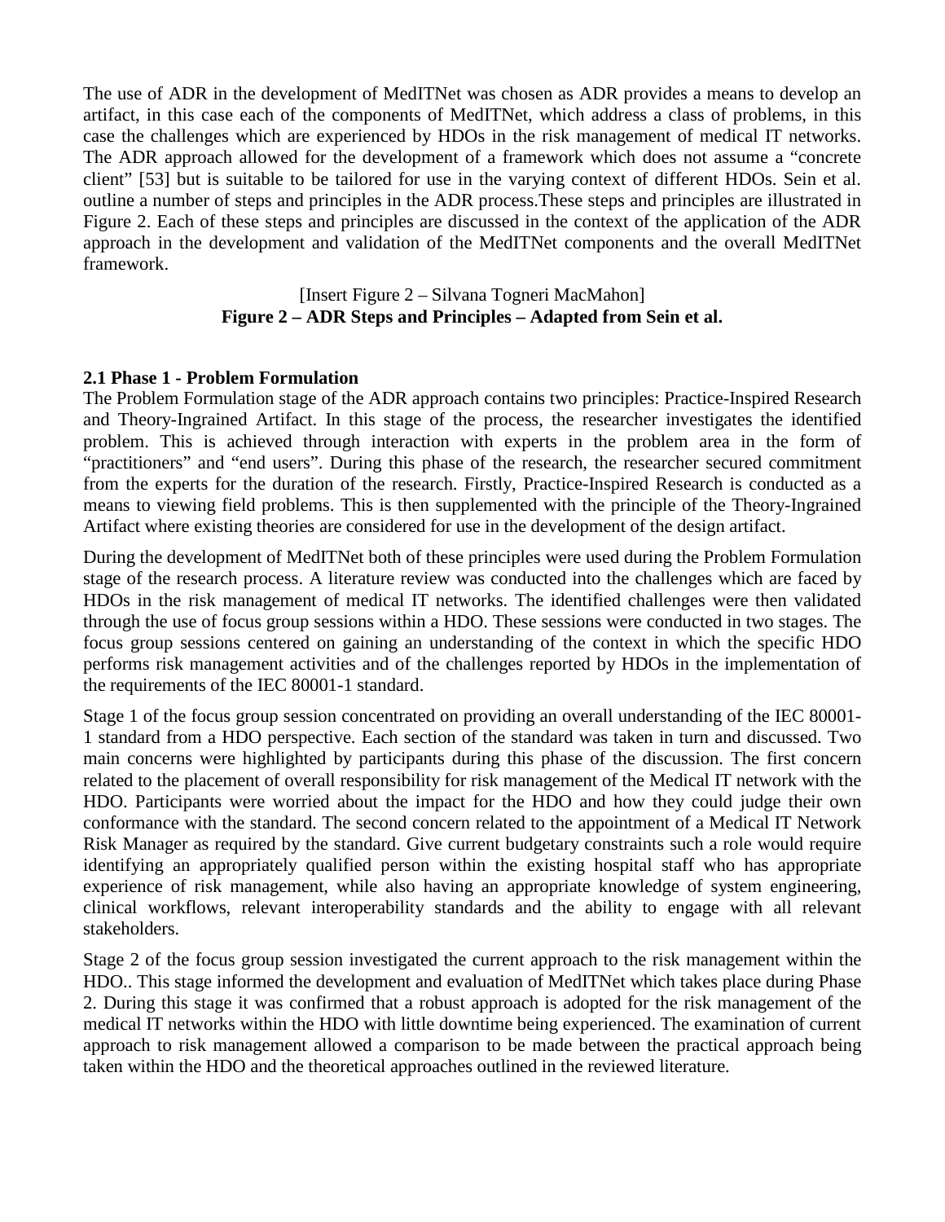The use of ADR in the development of MedITNet was chosen as ADR provides a means to develop an artifact, in this case each of the components of MedITNet, which address a class of problems, in this case the challenges which are experienced by HDOs in the risk management of medical IT networks. The ADR approach allowed for the development of a framework which does not assume a "concrete client" [53] but is suitable to be tailored for use in the varying context of different HDOs. Sein et al. outline a number of steps and principles in the ADR process.These steps and principles are illustrated in Figure 2. Each of these steps and principles are discussed in the context of the application of the ADR approach in the development and validation of the MedITNet components and the overall MedITNet framework.

[Insert Figure 2 – Silvana Togneri MacMahon]

**Figure 2 – ADR Steps and Principles – Adapted from Sein et al.**

### 2.1 Phase 1 - Problem Formulation

The Problem Formulation stage of the ADR approach contains two principles: Practice-Inspired Research and Theory-Ingrained Artifact. In this stage of the process, the researcher investigates the identified problem. This is achieved through interaction with experts in the problem area in the form of "practitioners" and "end users". During this phase of the research, the researcher secured commitment from the experts for the duration of the research. Firstly, Practice-Inspired Research is conducted as a means to viewing field problems. This is then supplemented with the principle of the Theory-Ingrained Artifact where existing theories are considered for use in the development of the design artifact.

During the development of MedITNet both of these principles were used during the Problem Formulation stage of the research process. A literature review was conducted into the challenges which are faced by HDOs in the risk management of medical IT networks. The identified challenges were then validated through the use of focus group sessions within a HDO. These sessions were conducted in two stages. The focus group sessions centered on gaining an understanding of the context in which the specific HDO performs risk management activities and of the challenges reported by HDOs in the implementation of the requirements of the IEC 80001-1 standard.

Stage 1 of the focus group session concentrated on providing an overall understanding of the IEC 80001-1 standard from a HDO perspective. Each section of the standard was taken in turn and discussed. Two main concerns were highlighted by participants during this phase of the discussion. The first concern related to the placement of overall responsibility for risk management of the Medical IT network with the HDO. Participants were worried about the impact for the HDO and how they could judge their own conformance with the standard. The second concern related to the appointment of a Medical IT Network Risk Manager as required by the standard. Give current budgetary constraints such a role would require identifying an appropriately qualified person within the existing hospital staff who has appropriate experience of risk management, while also having an appropriate knowledge of system engineering, clinical workflows, relevant interoperability standards and the ability to engage with all relevant stakeholders.

Stage 2 of the focus group session investigated the current approach to the risk management within the HDO.. This stage informed the development and evaluation of MedITNet which takes place during Phase 2. During this stage it was confirmed that a robust approach is adopted for the risk management of the medical IT networks within the HDO with little downtime being experienced. The examination of current approach to risk management allowed a comparison to be made between the practical approach being taken within the HDO and the theoretical approaches outlined in the reviewed literature.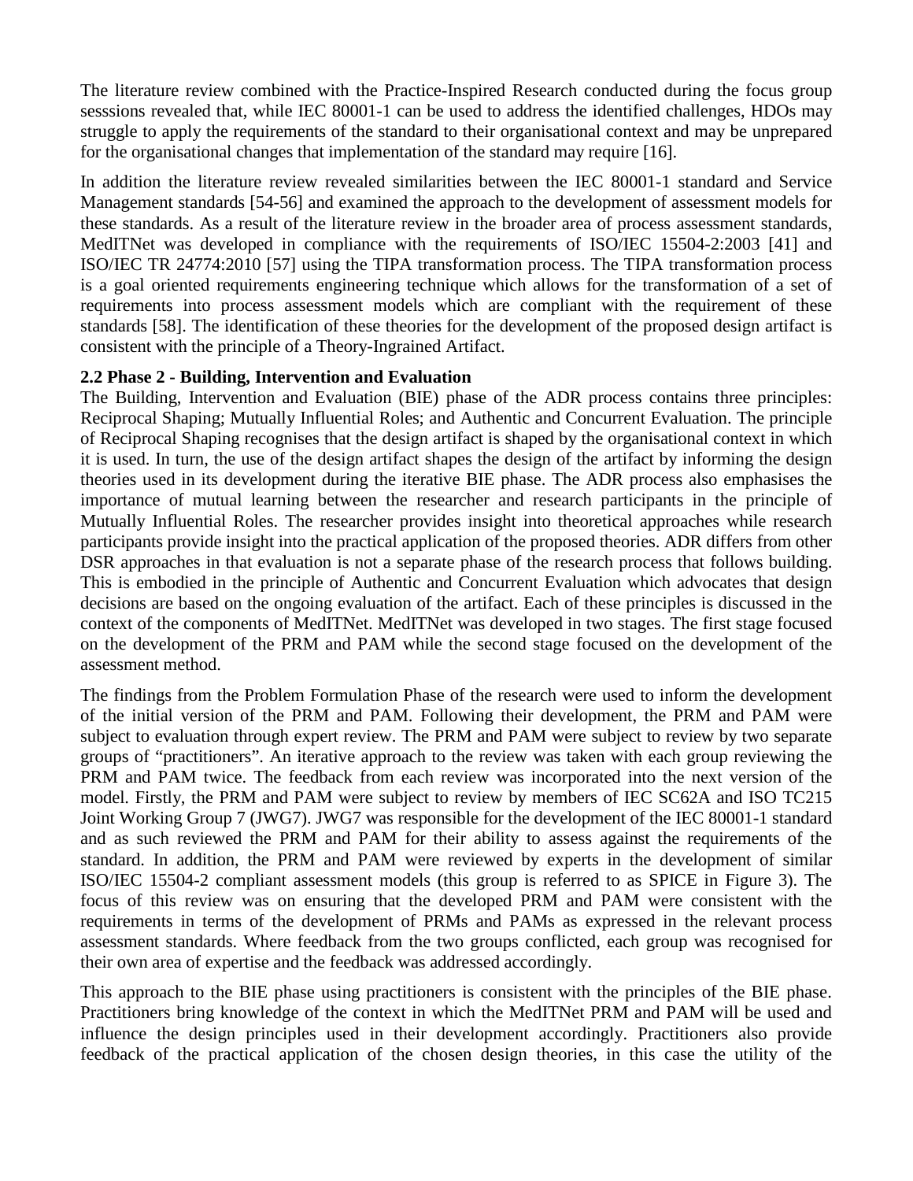The literature review combined with the Practice-Inspired Research conducted during the focus group sesssions revealed that, while IEC 80001-1 can be used to address the identified challenges, HDOs may struggle to apply the requirements of the standard to their organisational context and may be unprepared for the organisational changes that implementation of the standard may require [16].

In addition the literature review revealed similarities between the IEC 80001-1 standard and Service Management standards [54-56] and examined the approach to the development of assessment models for these standards. As a result of the literature review in the broader area of process assessment standards, MedITNet was developed in compliance with the requirements of ISO/IEC 15504-2:2003 [41] and ISO/IEC TR 24774:2010 [57] using the TIPA transformation process. The TIPA transformation process is a goal oriented requirements engineering technique which allows for the transformation of a set of requirements into process assessment models which are compliant with the requirement of these standards [58]. The identification of these theories for the development of the proposed design artifact is consistent with the principle of a Theory-Ingrained Artifact.

### 2.2 Phase 2 - Building, Intervention and Evaluation

The Building, Intervention and Evaluation (BIE) phase of the ADR process contains three principles: Reciprocal Shaping; Mutually Influential Roles; and Authentic and Concurrent Evaluation. The principle of Reciprocal Shaping recognises that the design artifact is shaped by the organisational context in which it is used. In turn, the use of the design artifact shapes the design of the artifact by informing the design theories used in its development during the iterative BIE phase. The ADR process also emphasises the importance of mutual learning between the researcher and research participants in the principle of Mutually Influential Roles. The researcher provides insight into theoretical approaches while research participants provide insight into the practical application of the proposed theories. ADR differs from other DSR approaches in that evaluation is not a separate phase of the research process that follows building. This is embodied in the principle of Authentic and Concurrent Evaluation which advocates that design decisions are based on the ongoing evaluation of the artifact. Each of these principles is discussed in the context of the components of MedITNet. MedITNet was developed in two stages. The first stage focused on the development of the PRM and PAM while the second stage focused on the development of the assessment method.

The findings from the Problem Formulation Phase of the research were used to inform the development of the initial version of the PRM and PAM. Following their development, the PRM and PAM were subject to evaluation through expert review. The PRM and PAM were subject to review by two separate groups of "practitioners". An iterative approach to the review was taken with each group reviewing the PRM and PAM twice. The feedback from each review was incorporated into the next version of the model. Firstly, the PRM and PAM were subject to review by members of IEC SC62A and ISO TC215 Joint Working Group 7 (JWG7). JWG7 was responsible for the development of the IEC 80001-1 standard and as such reviewed the PRM and PAM for their ability to assess against the requirements of the standard. In addition, the PRM and PAM were reviewed by experts in the development of similar ISO/IEC 15504-2 compliant assessment models (this group is referred to as SPICE in Figure 3). The focus of this review was on ensuring that the developed PRM and PAM were consistent with the requirements in terms of the development of PRMs and PAMs as expressed in the relevant process assessment standards. Where feedback from the two groups conflicted, each group was recognised for their own area of expertise and the feedback was addressed accordingly.

This approach to the BIE phase using practitioners is consistent with the principles of the BIE phase. Practitioners bring knowledge of the context in which the MedITNet PRM and PAM will be used and influence the design principles used in their development accordingly. Practitioners also provide feedback of the practical application of the chosen design theories, in this case the utility of the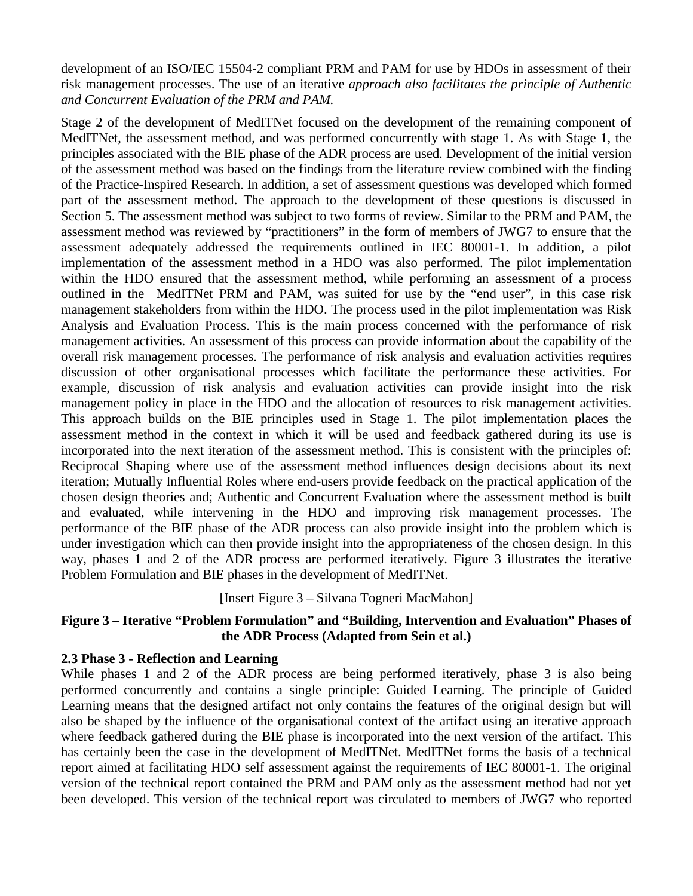development of an ISO/IEC 15504-2 compliant PRM and PAM for use by HDOs in assessment of their risk management processes. The use of an iterative *approach also facilitates the principle of Authentic and Concurrent Evaluation of the PRM and PAM.*

Stage 2 of the development of MedITNet focused on the development of the remaining component of MedITNet, the assessment method, and was performed concurrently with stage 1. As with Stage 1, the principles associated with the BIE phase of the ADR process are used. Development of the initial version of the assessment method was based on the findings from the literature review combined with the finding of the Practice-Inspired Research. In addition, a set of assessment questions was developed which formed part of the assessment method. The approach to the development of these questions is discussed in Section 5. The assessment method was subject to two forms of review. Similar to the PRM and PAM, the assessment method was reviewed by "practitioners" in the form of members of JWG7 to ensure that the assessment adequately addressed the requirements outlined in IEC 80001-1. In addition, a pilot implementation of the assessment method in a HDO was also performed. The pilot implementation within the HDO ensured that the assessment method, while performing an assessment of a process outlined in the MedITNet PRM and PAM, was suited for use by the "end user", in this case risk management stakeholders from within the HDO. The process used in the pilot implementation was Risk Analysis and Evaluation Process. This is the main process concerned with the performance of risk management activities. An assessment of this process can provide information about the capability of the overall risk management processes. The performance of risk analysis and evaluation activities requires discussion of other organisational processes which facilitate the performance these activities. For example, discussion of risk analysis and evaluation activities can provide insight into the risk management policy in place in the HDO and the allocation of resources to risk management activities. This approach builds on the BIE principles used in Stage 1. The pilot implementation places the assessment method in the context in which it will be used and feedback gathered during its use is incorporated into the next iteration of the assessment method. This is consistent with the principles of: Reciprocal Shaping where use of the assessment method influences design decisions about its next iteration; Mutually Influential Roles where end-users provide feedback on the practical application of the chosen design theories and; Authentic and Concurrent Evaluation where the assessment method is built and evaluated, while intervening in the HDO and improving risk management processes. The performance of the BIE phase of the ADR process can also provide insight into the problem which is under investigation which can then provide insight into the appropriateness of the chosen design. In this way, phases 1 and 2 of the ADR process are performed iteratively. Figure 3 illustrates the iterative Problem Formulation and BIE phases in the development of MedITNet.

[Insert Figure 3 – Silvana Togneri MacMahon]

**Figure 3 – Iterative "Problem Formulation" and "Building, Intervention and Evaluation" Phases of the ADR Process (Adapted from Sein et al.)**

### 2.3 Phase 3 - Reflection and Learning

While phases 1 and 2 of the ADR process are being performed iteratively, phase 3 is also being performed concurrently and contains a single principle: Guided Learning. The principle of Guided Learning means that the designed artifact not only contains the features of the original design but will also be shaped by the influence of the organisational context of the artifact using an iterative approach where feedback gathered during the BIE phase is incorporated into the next version of the artifact. This has certainly been the case in the development of MedITNet. MedITNet forms the basis of a technical report aimed at facilitating HDO self assessment against the requirements of IEC 80001-1. The original version of the technical report contained the PRM and PAM only as the assessment method had not yet been developed. This version of the technical report was circulated to members of JWG7 who reported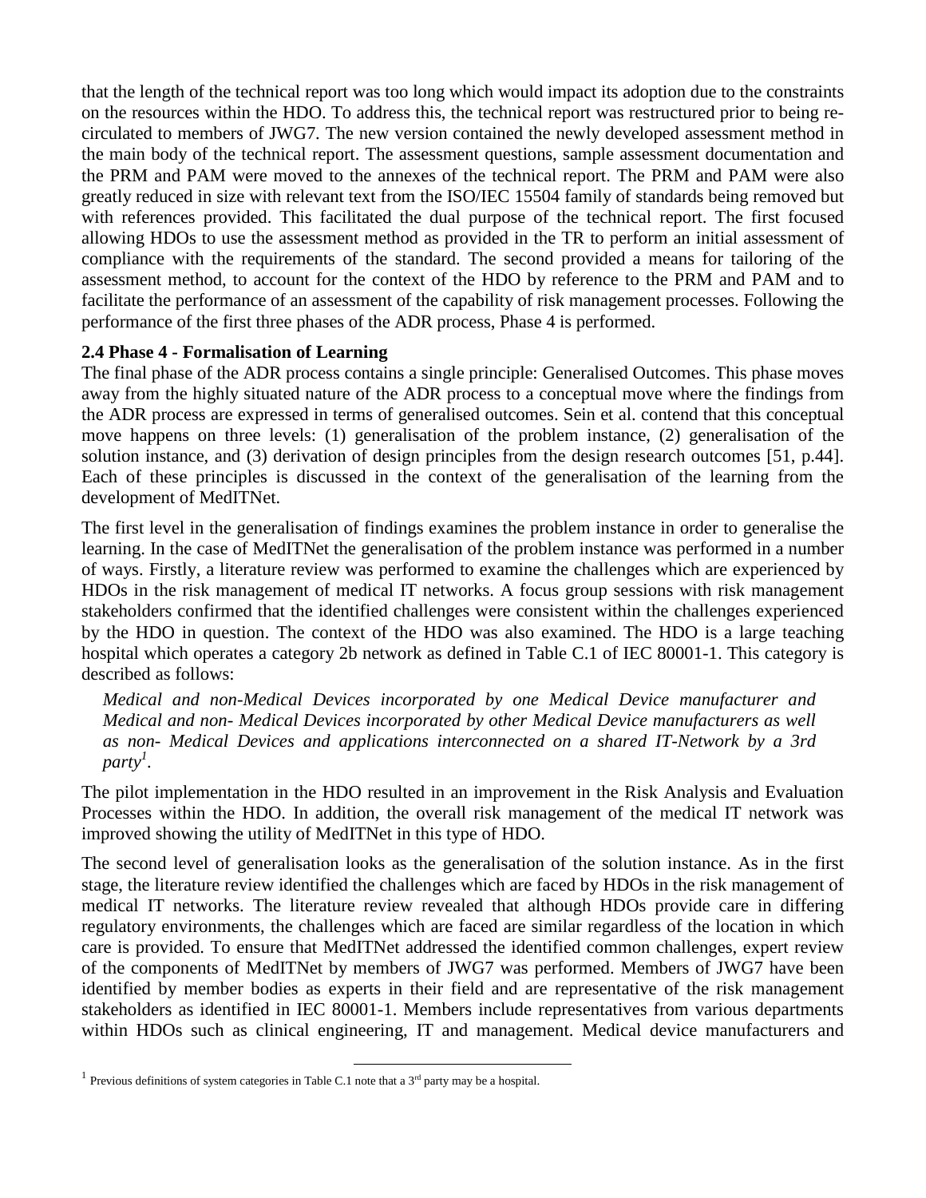that the length of the technical report was too long which would impact its adoption due to the constraints on the resources within the HDO. To address this, the technical report was restructured prior to being re-circulated to members of JWG7. The new version contained the newly developed assessment method in the main body of the technical report. The assessment questions, sample assessment documentation and the PRM and PAM were moved to the annexes of the technical report. The PRM and PAM were also greatly reduced in size with relevant text from the ISO/IEC 15504 family of standards being removed but with references provided. This facilitated the dual purpose of the technical report. The first focused allowing HDOs to use the assessment method as provided in the TR to perform an initial assessment of compliance with the requirements of the standard. The second provided a means for tailoring of the assessment method, to account for the context of the HDO by reference to the PRM and PAM and to facilitate the performance of an assessment of the capability of risk management processes. Following the performance of the first three phases of the ADR process, Phase 4 is performed.

### 2.4 Phase 4 - Formalisation of Learning

The final phase of the ADR process contains a single principle: Generalised Outcomes. This phase moves away from the highly situated nature of the ADR process to a conceptual move where the findings from the ADR process are expressed in terms of generalised outcomes. Sein et al. contend that this conceptual move happens on three levels: (1) generalisation of the problem instance, (2) generalisation of the solution instance, and (3) derivation of design principles from the design research outcomes [51, p.44]. Each of these principles is discussed in the context of the generalisation of the learning from the development of MedITNet.

The first level in the generalisation of findings examines the problem instance in order to generalise the learning. In the case of MedITNet the generalisation of the problem instance was performed in a number of ways. Firstly, a literature review was performed to examine the challenges which are experienced by HDOs in the risk management of medical IT networks. A focus group sessions with risk management stakeholders confirmed that the identified challenges were consistent within the challenges experienced by the HDO in question. The context of the HDO was also examined. The HDO is a large teaching hospital which operates a category 2b network as defined in Table C.1 of IEC 80001-1. This category is described as follows:

> *Medical and non-Medical Devices incorporated by one Medical Device manufacturer and Medical and non- Medical Devices incorporated by other Medical Device manufacturers as well as non- Medical Devices and applications interconnected on a shared IT-Network by a 3rd party*[1].

The pilot implementation in the HDO resulted in an improvement in the Risk Analysis and Evaluation Processes within the HDO. In addition, the overall risk management of the medical IT network was improved showing the utility of MedITNet in this type of HDO.

The second level of generalisation looks as the generalisation of the solution instance. As in the first stage, the literature review identified the challenges which are faced by HDOs in the risk management of medical IT networks. The literature review revealed that although HDOs provide care in differing regulatory environments, the challenges which are faced are similar regardless of the location in which care is provided. To ensure that MedITNet addressed the identified common challenges, expert review of the components of MedITNet by members of JWG7 was performed. Members of JWG7 have been identified by member bodies as experts in their field and are representative of the risk management stakeholders as identified in IEC 80001-1. Members include representatives from various departments within HDOs such as clinical engineering, IT and management. Medical device manufacturers and

---

[1] Previous definitions of system categories in Table C.1 note that a 3rd party may be a hospital.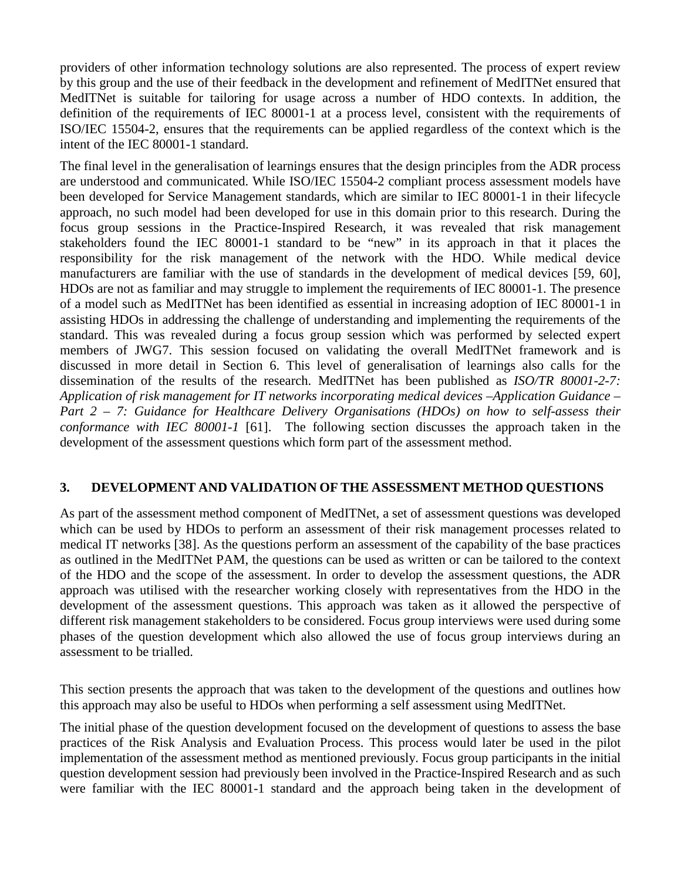providers of other information technology solutions are also represented. The process of expert review by this group and the use of their feedback in the development and refinement of MedITNet ensured that MedITNet is suitable for tailoring for usage across a number of HDO contexts. In addition, the definition of the requirements of IEC 80001-1 at a process level, consistent with the requirements of ISO/IEC 15504-2, ensures that the requirements can be applied regardless of the context which is the intent of the IEC 80001-1 standard.

The final level in the generalisation of learnings ensures that the design principles from the ADR process are understood and communicated. While ISO/IEC 15504-2 compliant process assessment models have been developed for Service Management standards, which are similar to IEC 80001-1 in their lifecycle approach, no such model had been developed for use in this domain prior to this research. During the focus group sessions in the Practice-Inspired Research, it was revealed that risk management stakeholders found the IEC 80001-1 standard to be "new" in its approach in that it places the responsibility for the risk management of the network with the HDO. While medical device manufacturers are familiar with the use of standards in the development of medical devices [59, 60], HDOs are not as familiar and may struggle to implement the requirements of IEC 80001-1. The presence of a model such as MedITNet has been identified as essential in increasing adoption of IEC 80001-1 in assisting HDOs in addressing the challenge of understanding and implementing the requirements of the standard. This was revealed during a focus group session which was performed by selected expert members of JWG7. This session focused on validating the overall MedITNet framework and is discussed in more detail in Section 6. This level of generalisation of learnings also calls for the dissemination of the results of the research. MedITNet has been published as *ISO/TR 80001-2-7: Application of risk management for IT networks incorporating medical devices –Application Guidance – Part 2 – 7: Guidance for Healthcare Delivery Organisations (HDOs) on how to self-assess their conformance with IEC 80001-1* [61]. The following section discusses the approach taken in the development of the assessment questions which form part of the assessment method.

## 3. DEVELOPMENT AND VALIDATION OF THE ASSESSMENT METHOD QUESTIONS

As part of the assessment method component of MedITNet, a set of assessment questions was developed which can be used by HDOs to perform an assessment of their risk management processes related to medical IT networks [38]. As the questions perform an assessment of the capability of the base practices as outlined in the MedITNet PAM, the questions can be used as written or can be tailored to the context of the HDO and the scope of the assessment. In order to develop the assessment questions, the ADR approach was utilised with the researcher working closely with representatives from the HDO in the development of the assessment questions. This approach was taken as it allowed the perspective of different risk management stakeholders to be considered. Focus group interviews were used during some phases of the question development which also allowed the use of focus group interviews during an assessment to be trialled.

This section presents the approach that was taken to the development of the questions and outlines how this approach may also be useful to HDOs when performing a self assessment using MedITNet.

The initial phase of the question development focused on the development of questions to assess the base practices of the Risk Analysis and Evaluation Process. This process would later be used in the pilot implementation of the assessment method as mentioned previously. Focus group participants in the initial question development session had previously been involved in the Practice-Inspired Research and as such were familiar with the IEC 80001-1 standard and the approach being taken in the development of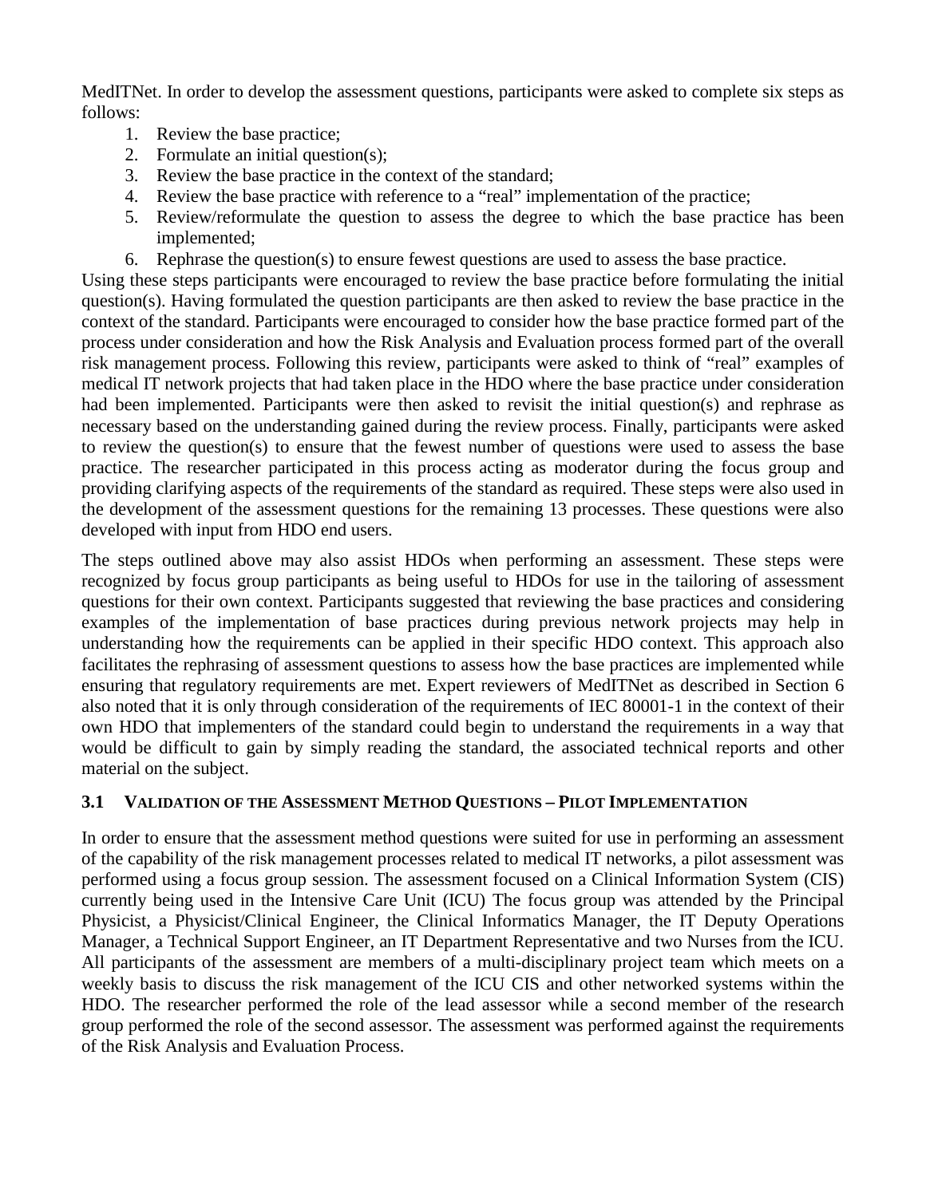MedITNet. In order to develop the assessment questions, participants were asked to complete six steps as follows:

1. Review the base practice;
2. Formulate an initial question(s);
3. Review the base practice in the context of the standard;
4. Review the base practice with reference to a "real" implementation of the practice;
5. Review/reformulate the question to assess the degree to which the base practice has been implemented;
6. Rephrase the question(s) to ensure fewest questions are used to assess the base practice.

Using these steps participants were encouraged to review the base practice before formulating the initial question(s). Having formulated the question participants are then asked to review the base practice in the context of the standard. Participants were encouraged to consider how the base practice formed part of the process under consideration and how the Risk Analysis and Evaluation process formed part of the overall risk management process. Following this review, participants were asked to think of "real" examples of medical IT network projects that had taken place in the HDO where the base practice under consideration had been implemented. Participants were then asked to revisit the initial question(s) and rephrase as necessary based on the understanding gained during the review process. Finally, participants were asked to review the question(s) to ensure that the fewest number of questions were used to assess the base practice. The researcher participated in this process acting as moderator during the focus group and providing clarifying aspects of the requirements of the standard as required. These steps were also used in the development of the assessment questions for the remaining 13 processes. These questions were also developed with input from HDO end users.

The steps outlined above may also assist HDOs when performing an assessment. These steps were recognized by focus group participants as being useful to HDOs for use in the tailoring of assessment questions for their own context. Participants suggested that reviewing the base practices and considering examples of the implementation of base practices during previous network projects may help in understanding how the requirements can be applied in their specific HDO context. This approach also facilitates the rephrasing of assessment questions to assess how the base practices are implemented while ensuring that regulatory requirements are met. Expert reviewers of MedITNet as described in Section 6 also noted that it is only through consideration of the requirements of IEC 80001-1 in the context of their own HDO that implementers of the standard could begin to understand the requirements in a way that would be difficult to gain by simply reading the standard, the associated technical reports and other material on the subject.

### 3.1 Validation of the Assessment Method Questions – Pilot Implementation

In order to ensure that the assessment method questions were suited for use in performing an assessment of the capability of the risk management processes related to medical IT networks, a pilot assessment was performed using a focus group session. The assessment focused on a Clinical Information System (CIS) currently being used in the Intensive Care Unit (ICU) The focus group was attended by the Principal Physicist, a Physicist/Clinical Engineer, the Clinical Informatics Manager, the IT Deputy Operations Manager, a Technical Support Engineer, an IT Department Representative and two Nurses from the ICU. All participants of the assessment are members of a multi-disciplinary project team which meets on a weekly basis to discuss the risk management of the ICU CIS and other networked systems within the HDO. The researcher performed the role of the lead assessor while a second member of the research group performed the role of the second assessor. The assessment was performed against the requirements of the Risk Analysis and Evaluation Process.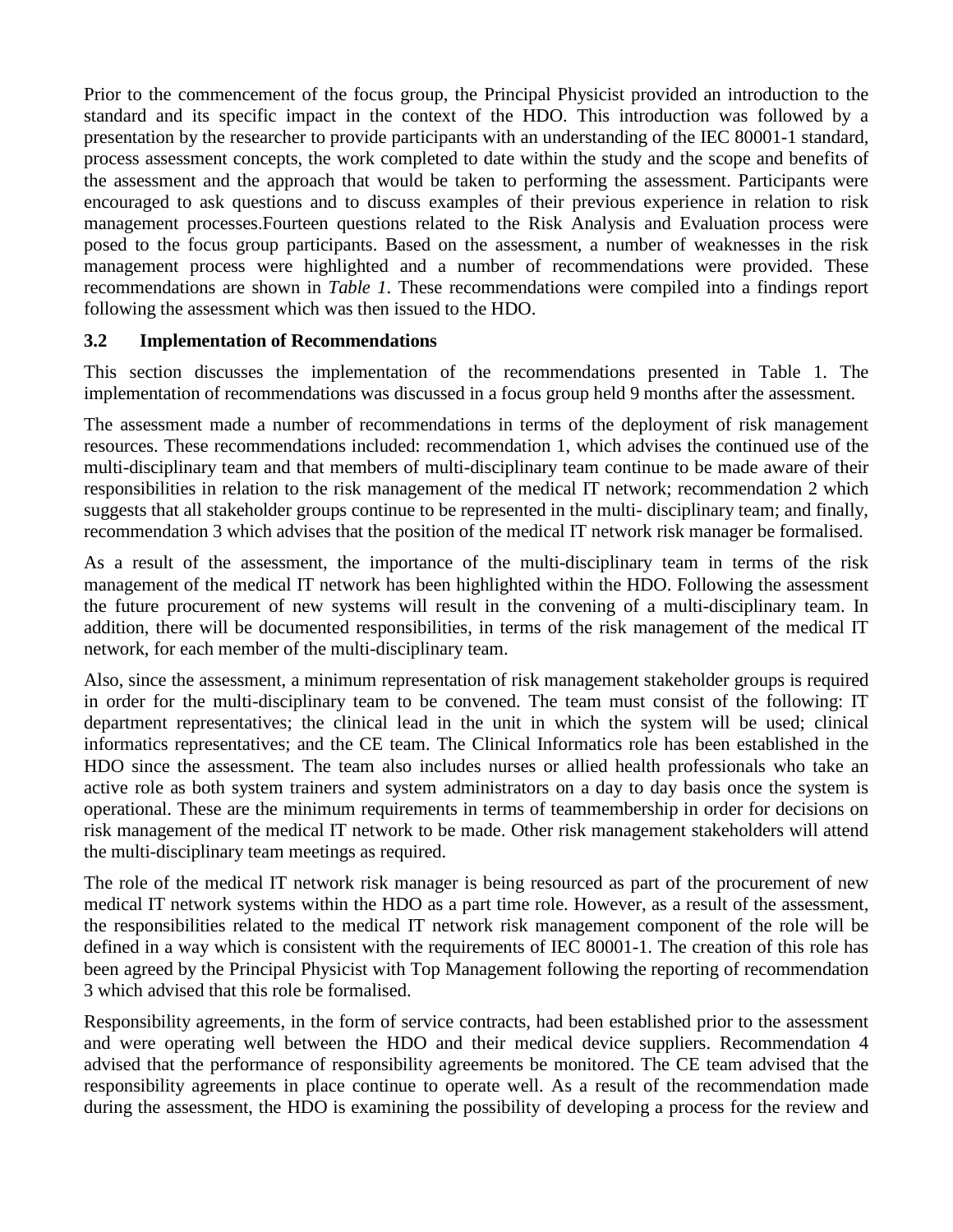Prior to the commencement of the focus group, the Principal Physicist provided an introduction to the standard and its specific impact in the context of the HDO. This introduction was followed by a presentation by the researcher to provide participants with an understanding of the IEC 80001-1 standard, process assessment concepts, the work completed to date within the study and the scope and benefits of the assessment and the approach that would be taken to performing the assessment. Participants were encouraged to ask questions and to discuss examples of their previous experience in relation to risk management processes.Fourteen questions related to the Risk Analysis and Evaluation process were posed to the focus group participants. Based on the assessment, a number of weaknesses in the risk management process were highlighted and a number of recommendations were provided. These recommendations are shown in *Table 1*. These recommendations were compiled into a findings report following the assessment which was then issued to the HDO.

### 3.2 Implementation of Recommendations

This section discusses the implementation of the recommendations presented in Table 1. The implementation of recommendations was discussed in a focus group held 9 months after the assessment.

The assessment made a number of recommendations in terms of the deployment of risk management resources. These recommendations included: recommendation 1, which advises the continued use of the multi-disciplinary team and that members of multi-disciplinary team continue to be made aware of their responsibilities in relation to the risk management of the medical IT network; recommendation 2 which suggests that all stakeholder groups continue to be represented in the multi- disciplinary team; and finally, recommendation 3 which advises that the position of the medical IT network risk manager be formalised.

As a result of the assessment, the importance of the multi-disciplinary team in terms of the risk management of the medical IT network has been highlighted within the HDO. Following the assessment the future procurement of new systems will result in the convening of a multi-disciplinary team. In addition, there will be documented responsibilities, in terms of the risk management of the medical IT network, for each member of the multi-disciplinary team.

Also, since the assessment, a minimum representation of risk management stakeholder groups is required in order for the multi-disciplinary team to be convened. The team must consist of the following: IT department representatives; the clinical lead in the unit in which the system will be used; clinical informatics representatives; and the CE team. The Clinical Informatics role has been established in the HDO since the assessment. The team also includes nurses or allied health professionals who take an active role as both system trainers and system administrators on a day to day basis once the system is operational. These are the minimum requirements in terms of teammembership in order for decisions on risk management of the medical IT network to be made. Other risk management stakeholders will attend the multi-disciplinary team meetings as required.

The role of the medical IT network risk manager is being resourced as part of the procurement of new medical IT network systems within the HDO as a part time role. However, as a result of the assessment, the responsibilities related to the medical IT network risk management component of the role will be defined in a way which is consistent with the requirements of IEC 80001-1. The creation of this role has been agreed by the Principal Physicist with Top Management following the reporting of recommendation 3 which advised that this role be formalised.

Responsibility agreements, in the form of service contracts, had been established prior to the assessment and were operating well between the HDO and their medical device suppliers. Recommendation 4 advised that the performance of responsibility agreements be monitored. The CE team advised that the responsibility agreements in place continue to operate well. As a result of the recommendation made during the assessment, the HDO is examining the possibility of developing a process for the review and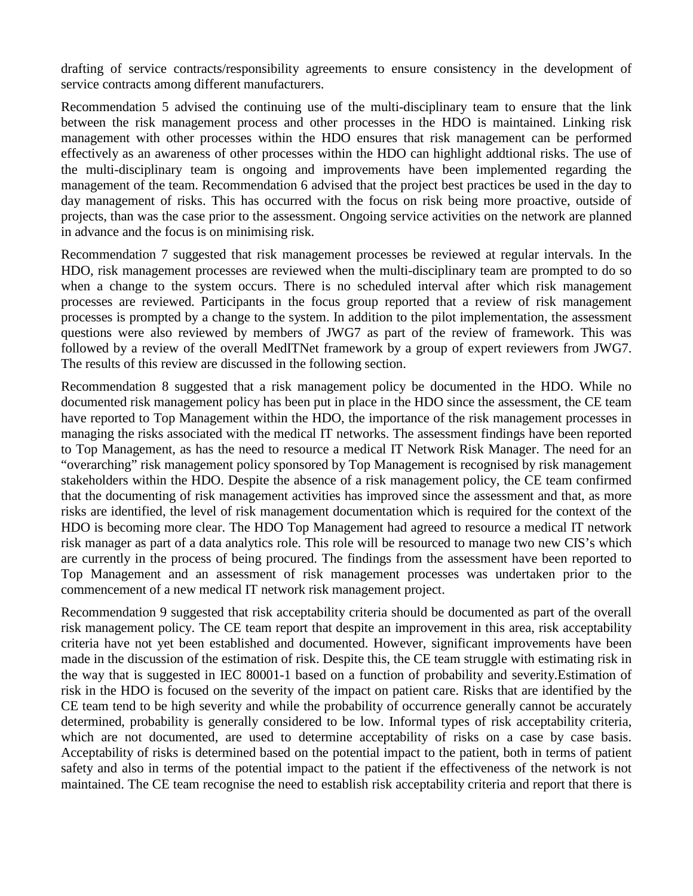drafting of service contracts/responsibility agreements to ensure consistency in the development of service contracts among different manufacturers.

Recommendation 5 advised the continuing use of the multi-disciplinary team to ensure that the link between the risk management process and other processes in the HDO is maintained. Linking risk management with other processes within the HDO ensures that risk management can be performed effectively as an awareness of other processes within the HDO can highlight addtional risks. The use of the multi-disciplinary team is ongoing and improvements have been implemented regarding the management of the team. Recommendation 6 advised that the project best practices be used in the day to day management of risks. This has occurred with the focus on risk being more proactive, outside of projects, than was the case prior to the assessment. Ongoing service activities on the network are planned in advance and the focus is on minimising risk.

Recommendation 7 suggested that risk management processes be reviewed at regular intervals. In the HDO, risk management processes are reviewed when the multi-disciplinary team are prompted to do so when a change to the system occurs. There is no scheduled interval after which risk management processes are reviewed. Participants in the focus group reported that a review of risk management processes is prompted by a change to the system. In addition to the pilot implementation, the assessment questions were also reviewed by members of JWG7 as part of the review of framework. This was followed by a review of the overall MedITNet framework by a group of expert reviewers from JWG7. The results of this review are discussed in the following section.

Recommendation 8 suggested that a risk management policy be documented in the HDO. While no documented risk management policy has been put in place in the HDO since the assessment, the CE team have reported to Top Management within the HDO, the importance of the risk management processes in managing the risks associated with the medical IT networks. The assessment findings have been reported to Top Management, as has the need to resource a medical IT Network Risk Manager. The need for an "overarching" risk management policy sponsored by Top Management is recognised by risk management stakeholders within the HDO. Despite the absence of a risk management policy, the CE team confirmed that the documenting of risk management activities has improved since the assessment and that, as more risks are identified, the level of risk management documentation which is required for the context of the HDO is becoming more clear. The HDO Top Management had agreed to resource a medical IT network risk manager as part of a data analytics role. This role will be resourced to manage two new CIS's which are currently in the process of being procured. The findings from the assessment have been reported to Top Management and an assessment of risk management processes was undertaken prior to the commencement of a new medical IT network risk management project.

Recommendation 9 suggested that risk acceptability criteria should be documented as part of the overall risk management policy. The CE team report that despite an improvement in this area, risk acceptability criteria have not yet been established and documented. However, significant improvements have been made in the discussion of the estimation of risk. Despite this, the CE team struggle with estimating risk in the way that is suggested in IEC 80001-1 based on a function of probability and severity.Estimation of risk in the HDO is focused on the severity of the impact on patient care. Risks that are identified by the CE team tend to be high severity and while the probability of occurrence generally cannot be accurately determined, probability is generally considered to be low. Informal types of risk acceptability criteria, which are not documented, are used to determine acceptability of risks on a case by case basis. Acceptability of risks is determined based on the potential impact to the patient, both in terms of patient safety and also in terms of the potential impact to the patient if the effectiveness of the network is not maintained. The CE team recognise the need to establish risk acceptability criteria and report that there is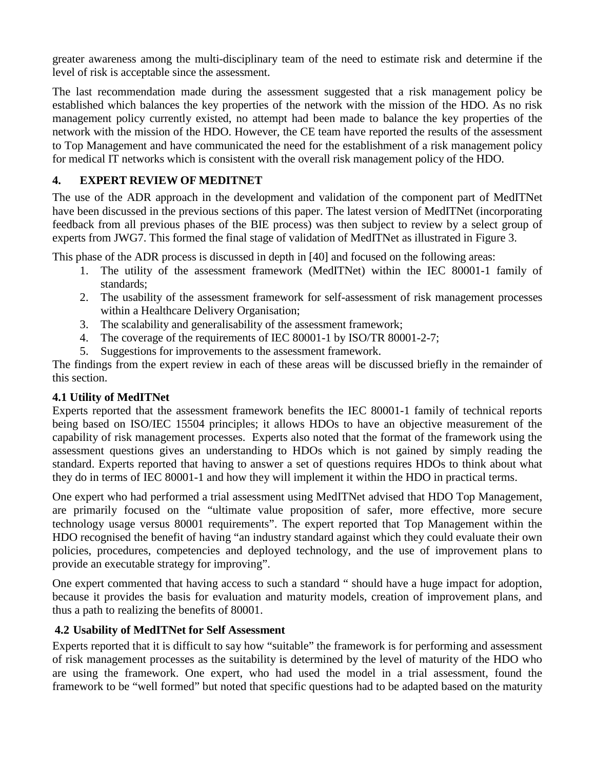greater awareness among the multi-disciplinary team of the need to estimate risk and determine if the level of risk is acceptable since the assessment.

The last recommendation made during the assessment suggested that a risk management policy be established which balances the key properties of the network with the mission of the HDO. As no risk management policy currently existed, no attempt had been made to balance the key properties of the network with the mission of the HDO. However, the CE team have reported the results of the assessment to Top Management and have communicated the need for the establishment of a risk management policy for medical IT networks which is consistent with the overall risk management policy of the HDO.

## 4. EXPERT REVIEW OF MEDITNET

The use of the ADR approach in the development and validation of the component part of MedITNet have been discussed in the previous sections of this paper. The latest version of MedITNet (incorporating feedback from all previous phases of the BIE process) was then subject to review by a select group of experts from JWG7. This formed the final stage of validation of MedITNet as illustrated in Figure 3.

This phase of the ADR process is discussed in depth in [40] and focused on the following areas:

1. The utility of the assessment framework (MedITNet) within the IEC 80001-1 family of standards;
2. The usability of the assessment framework for self-assessment of risk management processes within a Healthcare Delivery Organisation;
3. The scalability and generalisability of the assessment framework;
4. The coverage of the requirements of IEC 80001-1 by ISO/TR 80001-2-7;
5. Suggestions for improvements to the assessment framework.

The findings from the expert review in each of these areas will be discussed briefly in the remainder of this section.

### 4.1 Utility of MedITNet

Experts reported that the assessment framework benefits the IEC 80001-1 family of technical reports being based on ISO/IEC 15504 principles; it allows HDOs to have an objective measurement of the capability of risk management processes. Experts also noted that the format of the framework using the assessment questions gives an understanding to HDOs which is not gained by simply reading the standard. Experts reported that having to answer a set of questions requires HDOs to think about what they do in terms of IEC 80001-1 and how they will implement it within the HDO in practical terms.

One expert who had performed a trial assessment using MedITNet advised that HDO Top Management, are primarily focused on the "ultimate value proposition of safer, more effective, more secure technology usage versus 80001 requirements". The expert reported that Top Management within the HDO recognised the benefit of having "an industry standard against which they could evaluate their own policies, procedures, competencies and deployed technology, and the use of improvement plans to provide an executable strategy for improving".

One expert commented that having access to such a standard " should have a huge impact for adoption, because it provides the basis for evaluation and maturity models, creation of improvement plans, and thus a path to realizing the benefits of 80001.

### 4.2 Usability of MedITNet for Self Assessment

Experts reported that it is difficult to say how "suitable" the framework is for performing and assessment of risk management processes as the suitability is determined by the level of maturity of the HDO who are using the framework. One expert, who had used the model in a trial assessment, found the framework to be "well formed" but noted that specific questions had to be adapted based on the maturity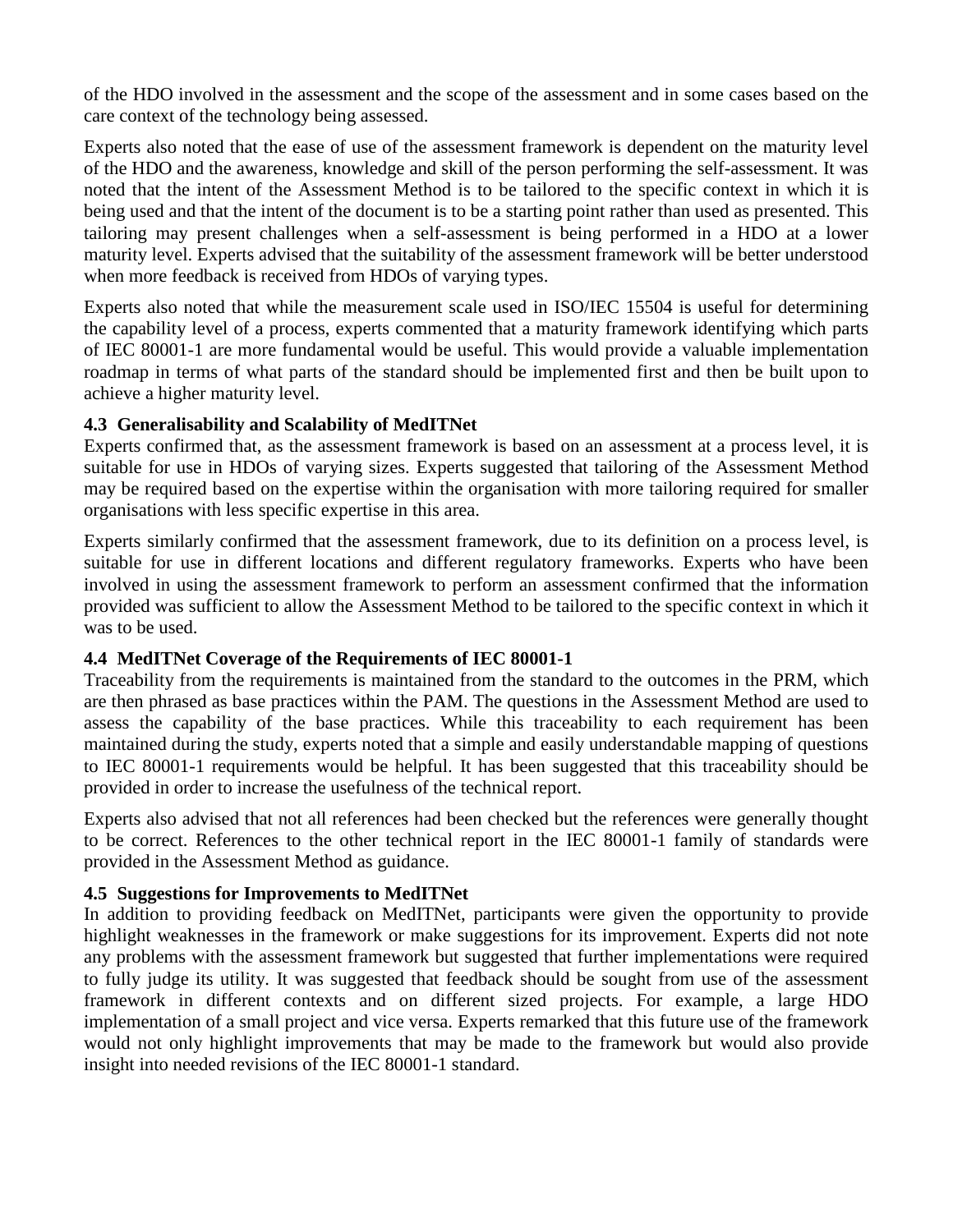of the HDO involved in the assessment and the scope of the assessment and in some cases based on the care context of the technology being assessed.

Experts also noted that the ease of use of the assessment framework is dependent on the maturity level of the HDO and the awareness, knowledge and skill of the person performing the self-assessment. It was noted that the intent of the Assessment Method is to be tailored to the specific context in which it is being used and that the intent of the document is to be a starting point rather than used as presented. This tailoring may present challenges when a self-assessment is being performed in a HDO at a lower maturity level. Experts advised that the suitability of the assessment framework will be better understood when more feedback is received from HDOs of varying types.

Experts also noted that while the measurement scale used in ISO/IEC 15504 is useful for determining the capability level of a process, experts commented that a maturity framework identifying which parts of IEC 80001-1 are more fundamental would be useful. This would provide a valuable implementation roadmap in terms of what parts of the standard should be implemented first and then be built upon to achieve a higher maturity level.

### 4.3 Generalisability and Scalability of MedITNet

Experts confirmed that, as the assessment framework is based on an assessment at a process level, it is suitable for use in HDOs of varying sizes. Experts suggested that tailoring of the Assessment Method may be required based on the expertise within the organisation with more tailoring required for smaller organisations with less specific expertise in this area.

Experts similarly confirmed that the assessment framework, due to its definition on a process level, is suitable for use in different locations and different regulatory frameworks. Experts who have been involved in using the assessment framework to perform an assessment confirmed that the information provided was sufficient to allow the Assessment Method to be tailored to the specific context in which it was to be used.

### 4.4 MedITNet Coverage of the Requirements of IEC 80001-1

Traceability from the requirements is maintained from the standard to the outcomes in the PRM, which are then phrased as base practices within the PAM. The questions in the Assessment Method are used to assess the capability of the base practices. While this traceability to each requirement has been maintained during the study, experts noted that a simple and easily understandable mapping of questions to IEC 80001-1 requirements would be helpful. It has been suggested that this traceability should be provided in order to increase the usefulness of the technical report.

Experts also advised that not all references had been checked but the references were generally thought to be correct. References to the other technical report in the IEC 80001-1 family of standards were provided in the Assessment Method as guidance.

### 4.5 Suggestions for Improvements to MedITNet

In addition to providing feedback on MedITNet, participants were given the opportunity to provide highlight weaknesses in the framework or make suggestions for its improvement. Experts did not note any problems with the assessment framework but suggested that further implementations were required to fully judge its utility. It was suggested that feedback should be sought from use of the assessment framework in different contexts and on different sized projects. For example, a large HDO implementation of a small project and vice versa. Experts remarked that this future use of the framework would not only highlight improvements that may be made to the framework but would also provide insight into needed revisions of the IEC 80001-1 standard.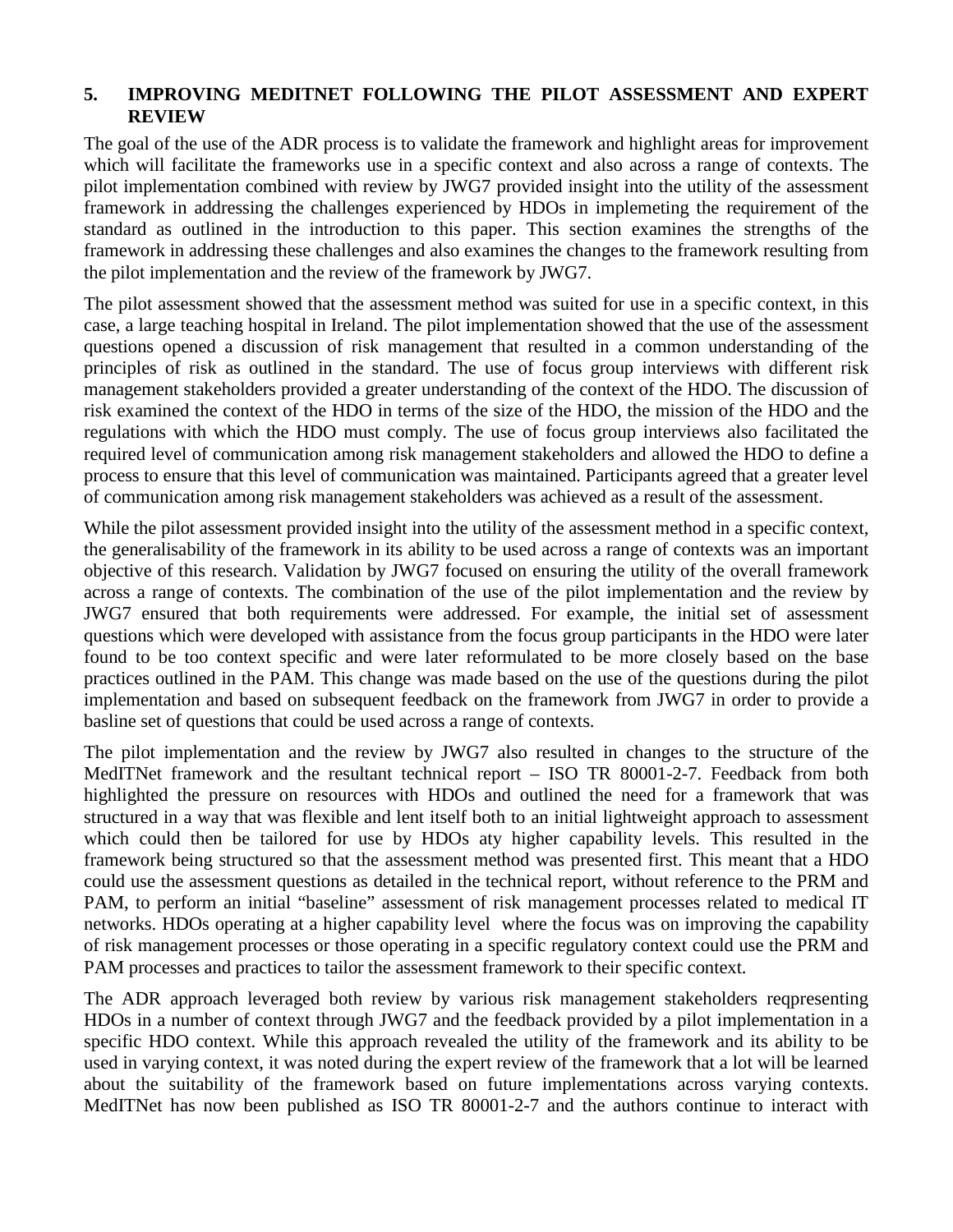## 5. IMPROVING MEDITNET FOLLOWING THE PILOT ASSESSMENT AND EXPERT REVIEW

The goal of the use of the ADR process is to validate the framework and highlight areas for improvement which will facilitate the frameworks use in a specific context and also across a range of contexts. The pilot implementation combined with review by JWG7 provided insight into the utility of the assessment framework in addressing the challenges experienced by HDOs in implemeting the requirement of the standard as outlined in the introduction to this paper. This section examines the strengths of the framework in addressing these challenges and also examines the changes to the framework resulting from the pilot implementation and the review of the framework by JWG7.

The pilot assessment showed that the assessment method was suited for use in a specific context, in this case, a large teaching hospital in Ireland. The pilot implementation showed that the use of the assessment questions opened a discussion of risk management that resulted in a common understanding of the principles of risk as outlined in the standard. The use of focus group interviews with different risk management stakeholders provided a greater understanding of the context of the HDO. The discussion of risk examined the context of the HDO in terms of the size of the HDO, the mission of the HDO and the regulations with which the HDO must comply. The use of focus group interviews also facilitated the required level of communication among risk management stakeholders and allowed the HDO to define a process to ensure that this level of communication was maintained. Participants agreed that a greater level of communication among risk management stakeholders was achieved as a result of the assessment.

While the pilot assessment provided insight into the utility of the assessment method in a specific context, the generalisability of the framework in its ability to be used across a range of contexts was an important objective of this research. Validation by JWG7 focused on ensuring the utility of the overall framework across a range of contexts. The combination of the use of the pilot implementation and the review by JWG7 ensured that both requirements were addressed. For example, the initial set of assessment questions which were developed with assistance from the focus group participants in the HDO were later found to be too context specific and were later reformulated to be more closely based on the base practices outlined in the PAM. This change was made based on the use of the questions during the pilot implementation and based on subsequent feedback on the framework from JWG7 in order to provide a basline set of questions that could be used across a range of contexts.

The pilot implementation and the review by JWG7 also resulted in changes to the structure of the MedITNet framework and the resultant technical report – ISO TR 80001-2-7. Feedback from both highlighted the pressure on resources with HDOs and outlined the need for a framework that was structured in a way that was flexible and lent itself both to an initial lightweight approach to assessment which could then be tailored for use by HDOs aty higher capability levels. This resulted in the framework being structured so that the assessment method was presented first. This meant that a HDO could use the assessment questions as detailed in the technical report, without reference to the PRM and PAM, to perform an initial "baseline" assessment of risk management processes related to medical IT networks. HDOs operating at a higher capability level where the focus was on improving the capability of risk management processes or those operating in a specific regulatory context could use the PRM and PAM processes and practices to tailor the assessment framework to their specific context.

The ADR approach leveraged both review by various risk management stakeholders reqpresenting HDOs in a number of context through JWG7 and the feedback provided by a pilot implementation in a specific HDO context. While this approach revealed the utility of the framework and its ability to be used in varying context, it was noted during the expert review of the framework that a lot will be learned about the suitability of the framework based on future implementations across varying contexts. MedITNet has now been published as ISO TR 80001-2-7 and the authors continue to interact with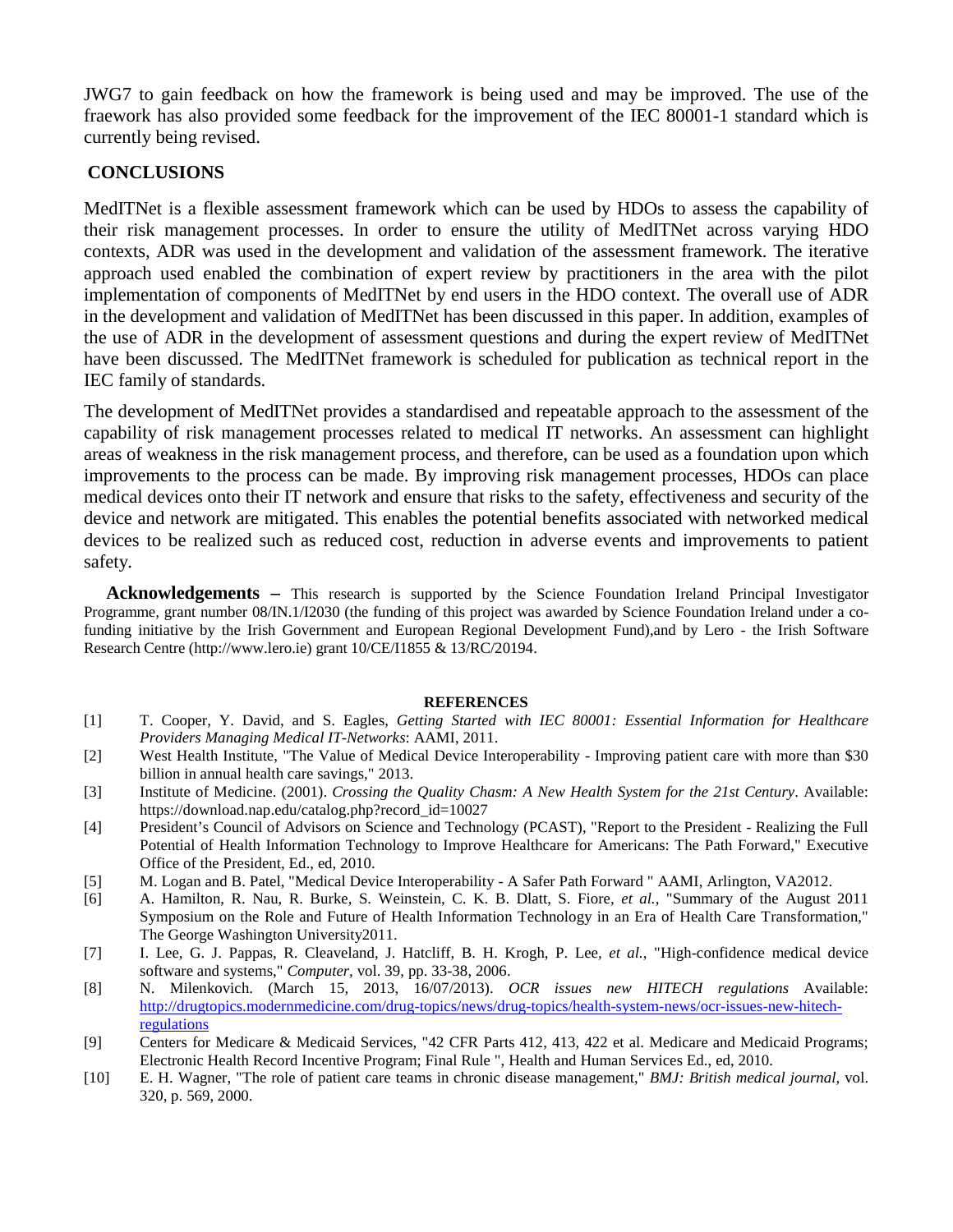JWG7 to gain feedback on how the framework is being used and may be improved. The use of the fraework has also provided some feedback for the improvement of the IEC 80001-1 standard which is currently being revised.

## CONCLUSIONS

MedITNet is a flexible assessment framework which can be used by HDOs to assess the capability of their risk management processes. In order to ensure the utility of MedITNet across varying HDO contexts, ADR was used in the development and validation of the assessment framework. The iterative approach used enabled the combination of expert review by practitioners in the area with the pilot implementation of components of MedITNet by end users in the HDO context. The overall use of ADR in the development and validation of MedITNet has been discussed in this paper. In addition, examples of the use of ADR in the development of assessment questions and during the expert review of MedITNet have been discussed. The MedITNet framework is scheduled for publication as technical report in the IEC family of standards.

The development of MedITNet provides a standardised and repeatable approach to the assessment of the capability of risk management processes related to medical IT networks. An assessment can highlight areas of weakness in the risk management process, and therefore, can be used as a foundation upon which improvements to the process can be made. By improving risk management processes, HDOs can place medical devices onto their IT network and ensure that risks to the safety, effectiveness and security of the device and network are mitigated. This enables the potential benefits associated with networked medical devices to be realized such as reduced cost, reduction in adverse events and improvements to patient safety.

**Acknowledgements –** This research is supported by the Science Foundation Ireland Principal Investigator Programme, grant number 08/IN.1/I2030 (the funding of this project was awarded by Science Foundation Ireland under a co-funding initiative by the Irish Government and European Regional Development Fund),and by Lero - the Irish Software Research Centre (http://www.lero.ie) grant 10/CE/I1855 & 13/RC/20194.

## REFERENCES

[1] T. Cooper, Y. David, and S. Eagles, *Getting Started with IEC 80001: Essential Information for Healthcare Providers Managing Medical IT-Networks*: AAMI, 2011.

[2] West Health Institute, "The Value of Medical Device Interoperability - Improving patient care with more than $30 billion in annual health care savings," 2013.

[3] Institute of Medicine. (2001). *Crossing the Quality Chasm: A New Health System for the 21st Century*. Available: https://download.nap.edu/catalog.php?record_id=10027

[4] President's Council of Advisors on Science and Technology (PCAST), "Report to the President - Realizing the Full Potential of Health Information Technology to Improve Healthcare for Americans: The Path Forward," Executive Office of the President, Ed., ed, 2010.

[5] M. Logan and B. Patel, "Medical Device Interoperability - A Safer Path Forward " AAMI, Arlington, VA2012.

[6] A. Hamilton, R. Nau, R. Burke, S. Weinstein, C. K. B. Dlatt, S. Fiore, *et al.*, "Summary of the August 2011 Symposium on the Role and Future of Health Information Technology in an Era of Health Care Transformation," The George Washington University2011.

[7] I. Lee, G. J. Pappas, R. Cleaveland, J. Hatcliff, B. H. Krogh, P. Lee, *et al.*, "High-confidence medical device software and systems," *Computer,* vol. 39, pp. 33-38, 2006.

[8] N. Milenkovich. (March 15, 2013, 16/07/2013). *OCR issues new HITECH regulations* Available: http://drugtopics.modernmedicine.com/drug-topics/news/drug-topics/health-system-news/ocr-issues-new-hitech-regulations

[9] Centers for Medicare & Medicaid Services, "42 CFR Parts 412, 413, 422 et al. Medicare and Medicaid Programs; Electronic Health Record Incentive Program; Final Rule ", Health and Human Services Ed., ed, 2010.

[10] E. H. Wagner, "The role of patient care teams in chronic disease management," *BMJ: British medical journal,* vol. 320, p. 569, 2000.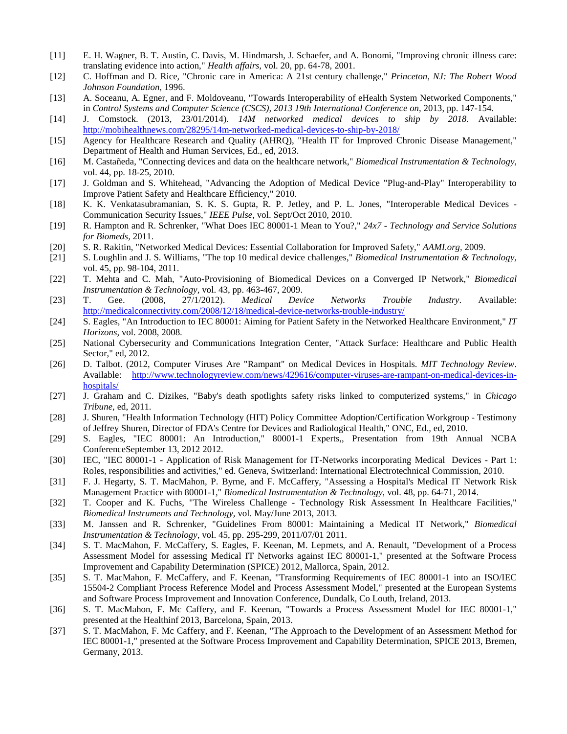[11] E. H. Wagner, B. T. Austin, C. Davis, M. Hindmarsh, J. Schaefer, and A. Bonomi, "Improving chronic illness care: translating evidence into action," *Health affairs,* vol. 20, pp. 64-78, 2001.

[12] C. Hoffman and D. Rice, "Chronic care in America: A 21st century challenge," *Princeton, NJ: The Robert Wood Johnson Foundation,* 1996.

[13] A. Soceanu, A. Egner, and F. Moldoveanu, "Towards Interoperability of eHealth System Networked Components," in *Control Systems and Computer Science (CSCS), 2013 19th International Conference on*, 2013, pp. 147-154.

[14] J. Comstock. (2013, 23/01/2014). *14M networked medical devices to ship by 2018*. Available: http://mobihealthnews.com/28295/14m-networked-medical-devices-to-ship-by-2018/

[15] Agency for Healthcare Research and Quality (AHRQ), "Health IT for Improved Chronic Disease Management," Department of Health and Human Services, Ed., ed, 2013.

[16] M. Castañeda, "Connecting devices and data on the healthcare network," *Biomedical Instrumentation & Technology,* vol. 44, pp. 18-25, 2010.

[17] J. Goldman and S. Whitehead, "Advancing the Adoption of Medical Device "Plug-and-Play" Interoperability to Improve Patient Safety and Healthcare Efficiency," 2010.

[18] K. K. Venkatasubramanian, S. K. S. Gupta, R. P. Jetley, and P. L. Jones, "Interoperable Medical Devices - Communication Security Issues," *IEEE Pulse,* vol. Sept/Oct 2010, 2010.

[19] R. Hampton and R. Schrenker, "What Does IEC 80001-1 Mean to You?," *24x7 - Technology and Service Solutions for Biomeds,* 2011.

[20] S. R. Rakitin, "Networked Medical Devices: Essential Collaboration for Improved Safety," *AAMI.org,* 2009.

[21] S. Loughlin and J. S. Williams, "The top 10 medical device challenges," *Biomedical Instrumentation & Technology,* vol. 45, pp. 98-104, 2011.

[22] T. Mehta and C. Mah, "Auto-Provisioning of Biomedical Devices on a Converged IP Network," *Biomedical Instrumentation & Technology,* vol. 43, pp. 463-467, 2009.

[23] T. Gee. (2008, 27/1/2012). *Medical Device Networks Trouble Industry*. Available: http://medicalconnectivity.com/2008/12/18/medical-device-networks-trouble-industry/

[24] S. Eagles, "An Introduction to IEC 80001: Aiming for Patient Safety in the Networked Healthcare Environment," *IT Horizons,* vol. 2008, 2008.

[25] National Cybersecurity and Communications Integration Center, "Attack Surface: Healthcare and Public Health Sector," ed, 2012.

[26] D. Talbot. (2012, Computer Viruses Are "Rampant" on Medical Devices in Hospitals. *MIT Technology Review*. Available: http://www.technologyreview.com/news/429616/computer-viruses-are-rampant-on-medical-devices-in-hospitals/

[27] J. Graham and C. Dizikes, "Baby's death spotlights safety risks linked to computerized systems," in *Chicago Tribune*, ed, 2011.

[28] J. Shuren, "Health Information Technology (HIT) Policy Committee Adoption/Certification Workgroup - Testimony of Jeffrey Shuren, Director of FDA's Centre for Devices and Radiological Health," ONC, Ed., ed, 2010.

[29] S. Eagles, "IEC 80001: An Introduction," 80001-1 Experts,, Presentation from 19th Annual NCBA ConferenceSeptember 13, 2012 2012.

[30] IEC, "IEC 80001-1 - Application of Risk Management for IT-Networks incorporating Medical Devices - Part 1: Roles, responsibilities and activities," ed. Geneva, Switzerland: International Electrotechnical Commission, 2010.

[31] F. J. Hegarty, S. T. MacMahon, P. Byrne, and F. McCaffery, "Assessing a Hospital's Medical IT Network Risk Management Practice with 80001-1," *Biomedical Instrumentation & Technology,* vol. 48, pp. 64-71, 2014.

[32] T. Cooper and K. Fuchs, "The Wireless Challenge - Technology Risk Assessment In Healthcare Facilities," *Biomedical Instruments and Technology,* vol. May/June 2013, 2013.

[33] M. Janssen and R. Schrenker, "Guidelines From 80001: Maintaining a Medical IT Network," *Biomedical Instrumentation & Technology,* vol. 45, pp. 295-299, 2011/07/01 2011.

[34] S. T. MacMahon, F. McCaffery, S. Eagles, F. Keenan, M. Lepmets, and A. Renault, "Development of a Process Assessment Model for assessing Medical IT Networks against IEC 80001-1," presented at the Software Process Improvement and Capability Determination (SPICE) 2012, Mallorca, Spain, 2012.

[35] S. T. MacMahon, F. McCaffery, and F. Keenan, "Transforming Requirements of IEC 80001-1 into an ISO/IEC 15504-2 Compliant Process Reference Model and Process Assessment Model," presented at the European Systems and Software Process Improvement and Innovation Conference, Dundalk, Co Louth, Ireland, 2013.

[36] S. T. MacMahon, F. Mc Caffery, and F. Keenan, "Towards a Process Assessment Model for IEC 80001-1," presented at the Healthinf 2013, Barcelona, Spain, 2013.

[37] S. T. MacMahon, F. Mc Caffery, and F. Keenan, "The Approach to the Development of an Assessment Method for IEC 80001-1," presented at the Software Process Improvement and Capability Determination, SPICE 2013, Bremen, Germany, 2013.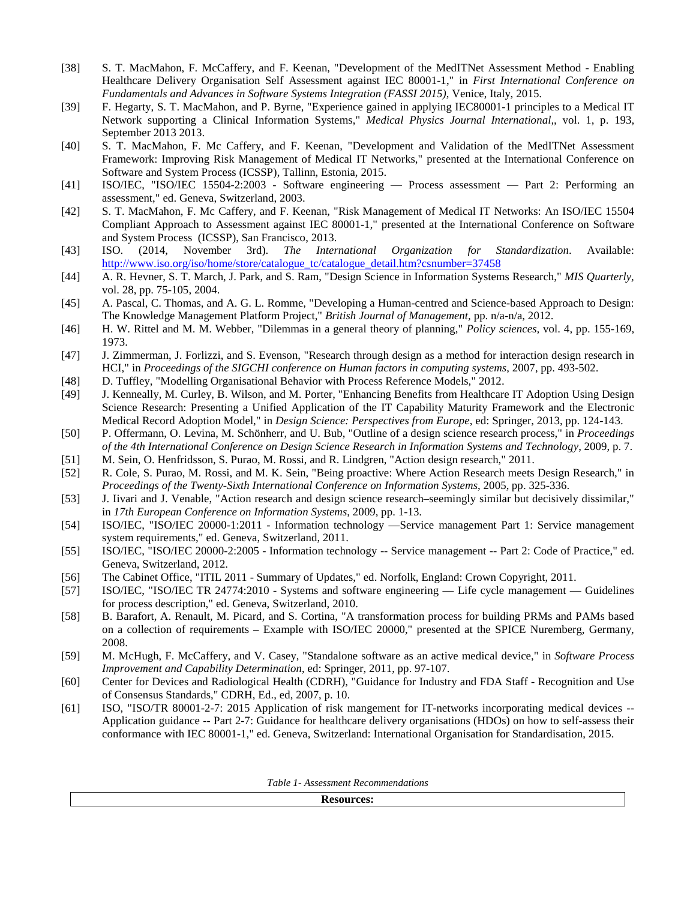[38] S. T. MacMahon, F. McCaffery, and F. Keenan, "Development of the MedITNet Assessment Method - Enabling Healthcare Delivery Organisation Self Assessment against IEC 80001-1," in *First International Conference on Fundamentals and Advances in Software Systems Integration (FASSI 2015)*, Venice, Italy, 2015.

[39] F. Hegarty, S. T. MacMahon, and P. Byrne, "Experience gained in applying IEC80001-1 principles to a Medical IT Network supporting a Clinical Information Systems," *Medical Physics Journal International*,, vol. 1, p. 193, September 2013 2013.

[40] S. T. MacMahon, F. Mc Caffery, and F. Keenan, "Development and Validation of the MedITNet Assessment Framework: Improving Risk Management of Medical IT Networks," presented at the International Conference on Software and System Process (ICSSP), Tallinn, Estonia, 2015.

[41] ISO/IEC, "ISO/IEC 15504-2:2003 - Software engineering — Process assessment — Part 2: Performing an assessment," ed. Geneva, Switzerland, 2003.

[42] S. T. MacMahon, F. Mc Caffery, and F. Keenan, "Risk Management of Medical IT Networks: An ISO/IEC 15504 Compliant Approach to Assessment against IEC 80001-1," presented at the International Conference on Software and System Process (ICSSP), San Francisco, 2013.

[43] ISO. (2014, November 3rd). *The International Organization for Standardization*. Available: http://www.iso.org/iso/home/store/catalogue_tc/catalogue_detail.htm?csnumber=37458

[44] A. R. Hevner, S. T. March, J. Park, and S. Ram, "Design Science in Information Systems Research," *MIS Quarterly*, vol. 28, pp. 75-105, 2004.

[45] A. Pascal, C. Thomas, and A. G. L. Romme, "Developing a Human-centred and Science-based Approach to Design: The Knowledge Management Platform Project," *British Journal of Management*, pp. n/a-n/a, 2012.

[46] H. W. Rittel and M. M. Webber, "Dilemmas in a general theory of planning," *Policy sciences*, vol. 4, pp. 155-169, 1973.

[47] J. Zimmerman, J. Forlizzi, and S. Evenson, "Research through design as a method for interaction design research in HCI," in *Proceedings of the SIGCHI conference on Human factors in computing systems*, 2007, pp. 493-502.

[48] D. Tuffley, "Modelling Organisational Behavior with Process Reference Models," 2012.

[49] J. Kenneally, M. Curley, B. Wilson, and M. Porter, "Enhancing Benefits from Healthcare IT Adoption Using Design Science Research: Presenting a Unified Application of the IT Capability Maturity Framework and the Electronic Medical Record Adoption Model," in *Design Science: Perspectives from Europe*, ed: Springer, 2013, pp. 124-143.

[50] P. Offermann, O. Levina, M. Schönherr, and U. Bub, "Outline of a design science research process," in *Proceedings of the 4th International Conference on Design Science Research in Information Systems and Technology*, 2009, p. 7.

[51] M. Sein, O. Henfridsson, S. Purao, M. Rossi, and R. Lindgren, "Action design research," 2011.

[52] R. Cole, S. Purao, M. Rossi, and M. K. Sein, "Being proactive: Where Action Research meets Design Research," in *Proceedings of the Twenty-Sixth International Conference on Information Systems*, 2005, pp. 325-336.

[53] J. Iivari and J. Venable, "Action research and design science research–seemingly similar but decisively dissimilar," in *17th European Conference on Information Systems*, 2009, pp. 1-13.

[54] ISO/IEC, "ISO/IEC 20000-1:2011 - Information technology —Service management Part 1: Service management system requirements," ed. Geneva, Switzerland, 2011.

[55] ISO/IEC, "ISO/IEC 20000-2:2005 - Information technology -- Service management -- Part 2: Code of Practice," ed. Geneva, Switzerland, 2012.

[56] The Cabinet Office, "ITIL 2011 - Summary of Updates," ed. Norfolk, England: Crown Copyright, 2011.

[57] ISO/IEC, "ISO/IEC TR 24774:2010 - Systems and software engineering — Life cycle management — Guidelines for process description," ed. Geneva, Switzerland, 2010.

[58] B. Barafort, A. Renault, M. Picard, and S. Cortina, "A transformation process for building PRMs and PAMs based on a collection of requirements – Example with ISO/IEC 20000," presented at the SPICE Nuremberg, Germany, 2008.

[59] M. McHugh, F. McCaffery, and V. Casey, "Standalone software as an active medical device," in *Software Process Improvement and Capability Determination*, ed: Springer, 2011, pp. 97-107.

[60] Center for Devices and Radiological Health (CDRH), "Guidance for Industry and FDA Staff - Recognition and Use of Consensus Standards," CDRH, Ed., ed, 2007, p. 10.

[61] ISO, "ISO/TR 80001-2-7: 2015 Application of risk mangement for IT-networks incorporating medical devices -- Application guidance -- Part 2-7: Guidance for healthcare delivery organisations (HDOs) on how to self-assess their conformance with IEC 80001-1," ed. Geneva, Switzerland: International Organisation for Standardisation, 2015.

*Table 1- Assessment Recommendations*

| **Resources:** |
|---|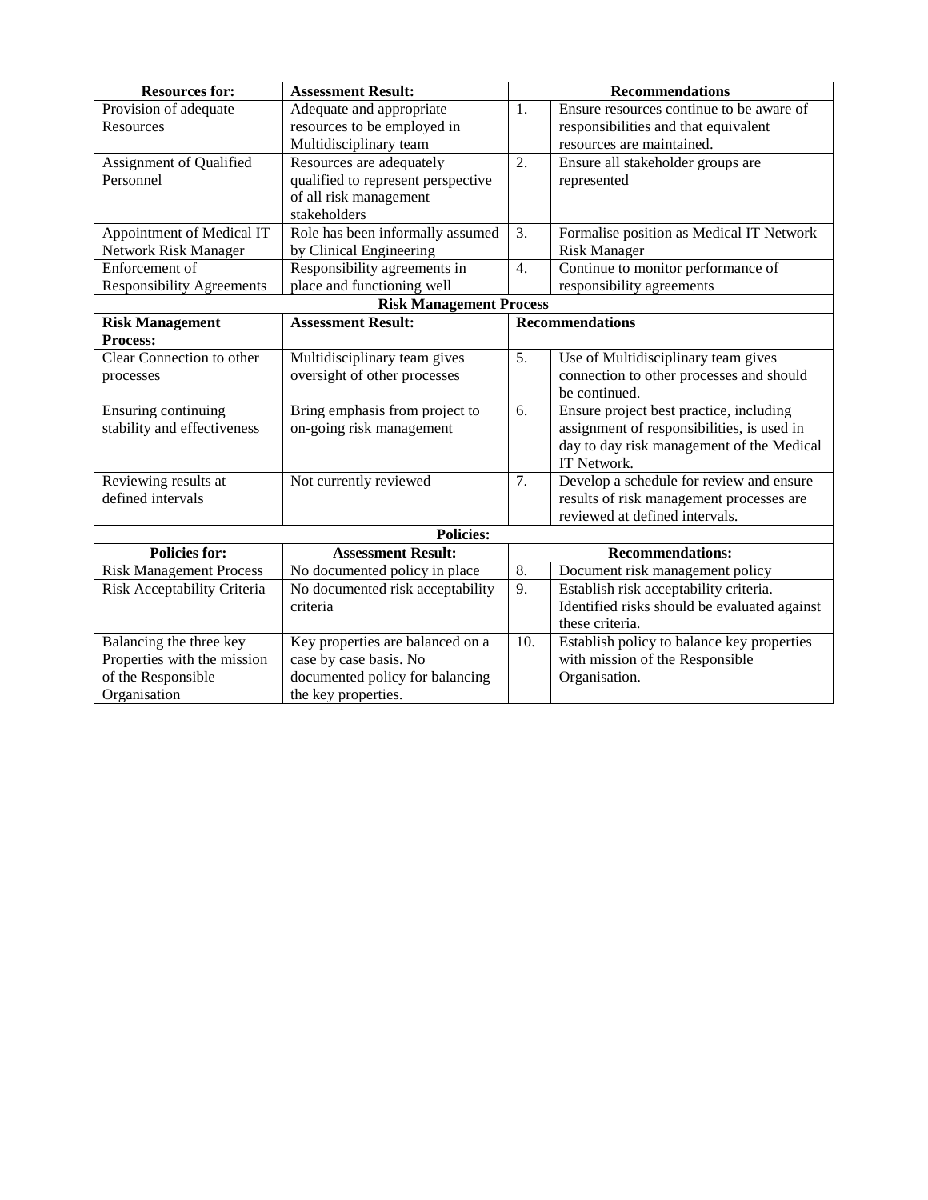| Resources for: | Assessment Result: | Recommendations | |
|---|---|---|---|
| Provision of adequate Resources | Adequate and appropriate resources to be employed in Multidisciplinary team | 1. | Ensure resources continue to be aware of responsibilities and that equivalent resources are maintained. |
| Assignment of Qualified Personnel | Resources are adequately qualified to represent perspective of all risk management stakeholders | 2. | Ensure all stakeholder groups are represented |
| Appointment of Medical IT Network Risk Manager | Role has been informally assumed by Clinical Engineering | 3. | Formalise position as Medical IT Network Risk Manager |
| Enforcement of Responsibility Agreements | Responsibility agreements in place and functioning well | 4. | Continue to monitor performance of responsibility agreements |
| **Risk Management Process** | | | |
| **Risk Management Process:** | **Assessment Result:** | **Recommendations** | |
| Clear Connection to other processes | Multidisciplinary team gives oversight of other processes | 5. | Use of Multidisciplinary team gives connection to other processes and should be continued. |
| Ensuring continuing stability and effectiveness | Bring emphasis from project to on-going risk management | 6. | Ensure project best practice, including assignment of responsibilities, is used in day to day risk management of the Medical IT Network. |
| Reviewing results at defined intervals | Not currently reviewed | 7. | Develop a schedule for review and ensure results of risk management processes are reviewed at defined intervals. |
| **Policies:** | | | |
| **Policies for:** | **Assessment Result:** | **Recommendations:** | |
| Risk Management Process | No documented policy in place | 8. | Document risk management policy |
| Risk Acceptability Criteria | No documented risk acceptability criteria | 9. | Establish risk acceptability criteria. Identified risks should be evaluated against these criteria. |
| Balancing the three key Properties with the mission of the Responsible Organisation | Key properties are balanced on a case by case basis. No documented policy for balancing the key properties. | 10. | Establish policy to balance key properties with mission of the Responsible Organisation. |